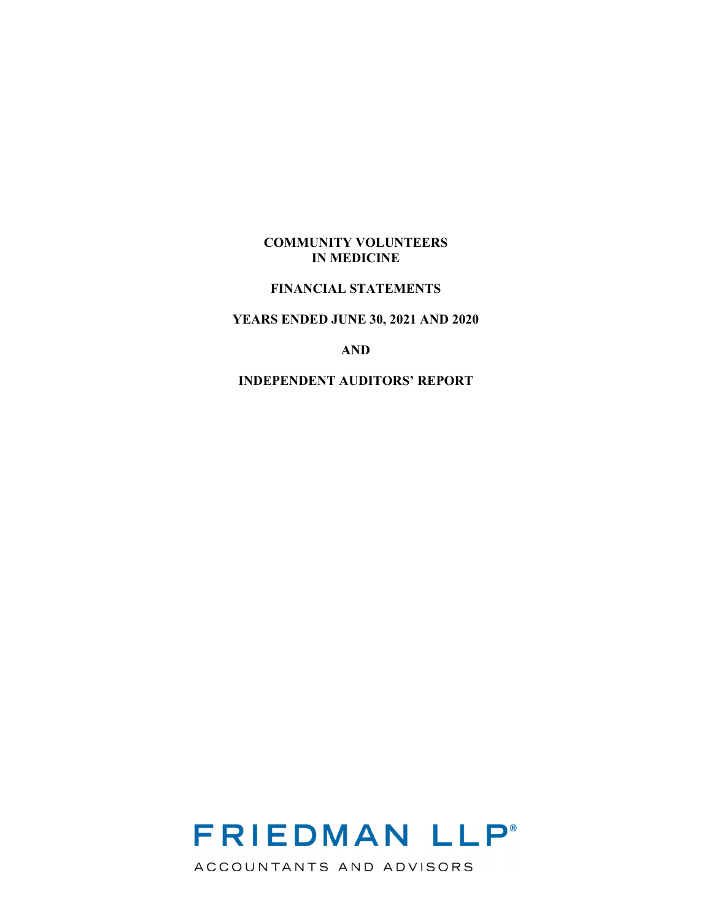**COMMUNITY VOLUNTEERS IN MEDICINE**

**FINANCIAL STATEMENTS**

**YEARS ENDED JUNE 30, 2021 AND 2020**

**AND**

**INDEPENDENT AUDITORS' REPORT**

FRIEDMAN LLP®

ACCOUNTANTS AND ADVISORS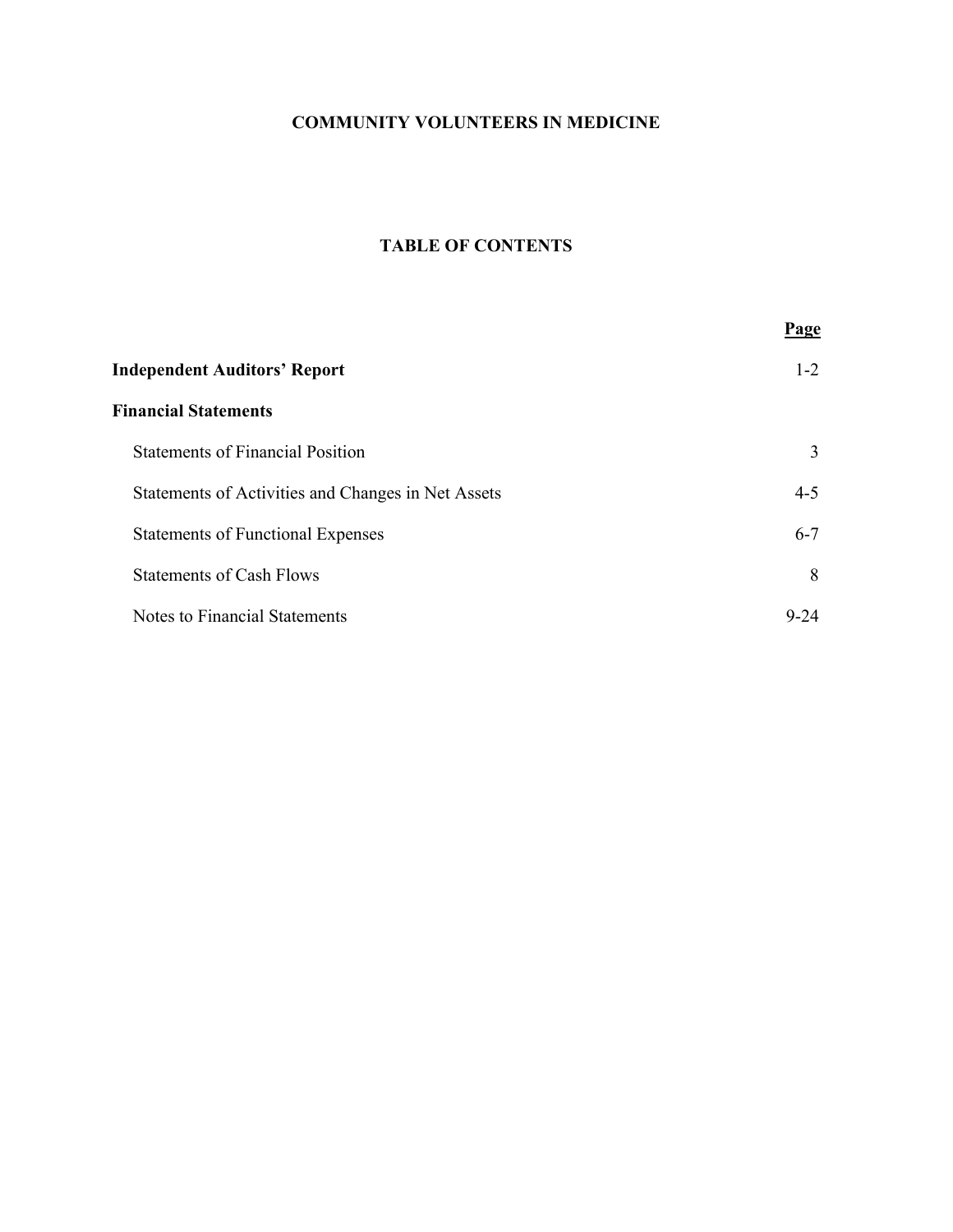# COMMUNITY VOLUNTEERS IN MEDICINE

## TABLE OF CONTENTS

| | Page |
|---|---|
| **Independent Auditors' Report** | 1-2 |
| **Financial Statements** | |
| Statements of Financial Position | 3 |
| Statements of Activities and Changes in Net Assets | 4-5 |
| Statements of Functional Expenses | 6-7 |
| Statements of Cash Flows | 8 |
| Notes to Financial Statements | 9-24 |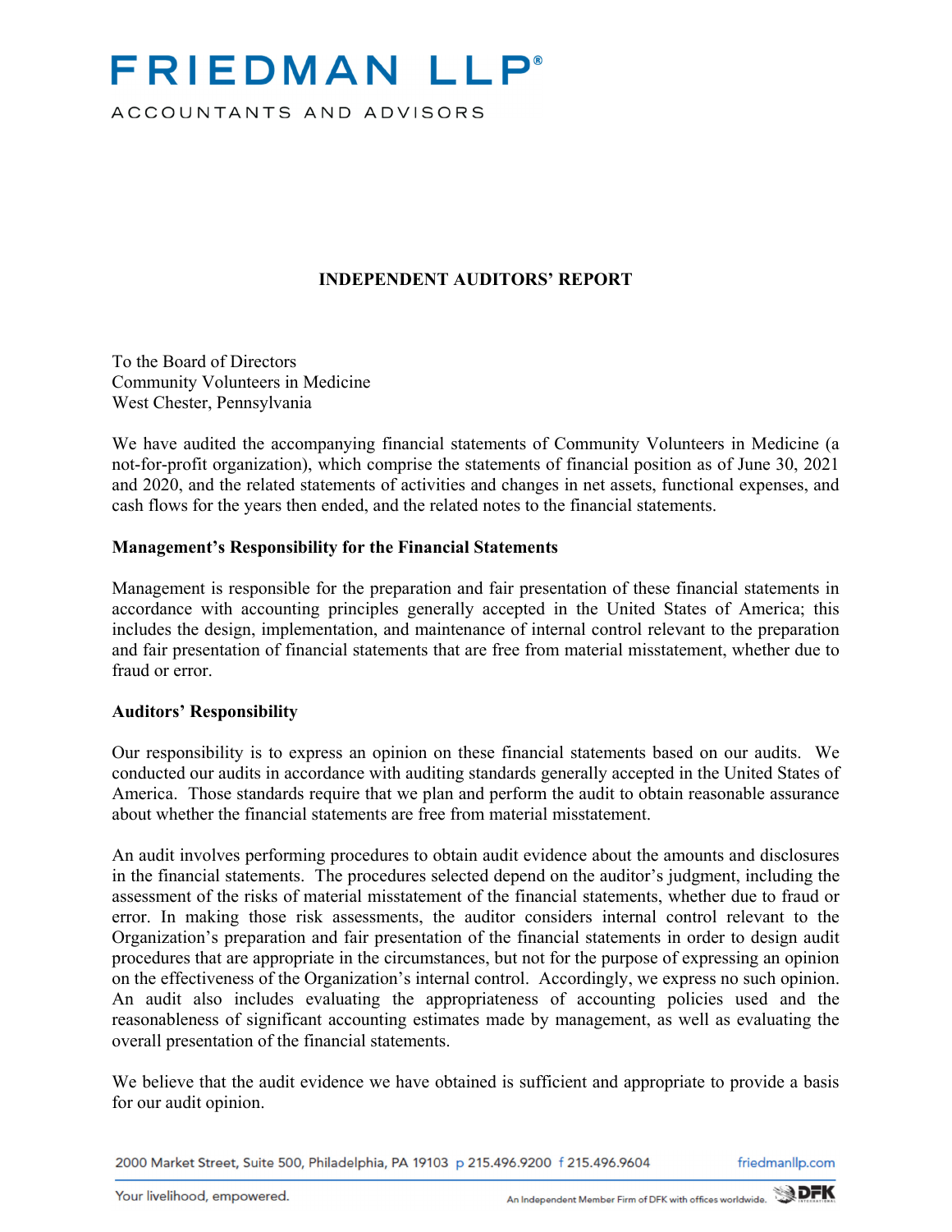# FRIEDMAN LLP®

ACCOUNTANTS AND ADVISORS

## INDEPENDENT AUDITORS' REPORT

To the Board of Directors
Community Volunteers in Medicine
West Chester, Pennsylvania

We have audited the accompanying financial statements of Community Volunteers in Medicine (a not-for-profit organization), which comprise the statements of financial position as of June 30, 2021 and 2020, and the related statements of activities and changes in net assets, functional expenses, and cash flows for the years then ended, and the related notes to the financial statements.

### Management's Responsibility for the Financial Statements

Management is responsible for the preparation and fair presentation of these financial statements in accordance with accounting principles generally accepted in the United States of America; this includes the design, implementation, and maintenance of internal control relevant to the preparation and fair presentation of financial statements that are free from material misstatement, whether due to fraud or error.

### Auditors' Responsibility

Our responsibility is to express an opinion on these financial statements based on our audits. We conducted our audits in accordance with auditing standards generally accepted in the United States of America. Those standards require that we plan and perform the audit to obtain reasonable assurance about whether the financial statements are free from material misstatement.

An audit involves performing procedures to obtain audit evidence about the amounts and disclosures in the financial statements. The procedures selected depend on the auditor's judgment, including the assessment of the risks of material misstatement of the financial statements, whether due to fraud or error. In making those risk assessments, the auditor considers internal control relevant to the Organization's preparation and fair presentation of the financial statements in order to design audit procedures that are appropriate in the circumstances, but not for the purpose of expressing an opinion on the effectiveness of the Organization's internal control. Accordingly, we express no such opinion. An audit also includes evaluating the appropriateness of accounting policies used and the reasonableness of significant accounting estimates made by management, as well as evaluating the overall presentation of the financial statements.

We believe that the audit evidence we have obtained is sufficient and appropriate to provide a basis for our audit opinion.

2000 Market Street, Suite 500, Philadelphia, PA 19103 p 215.496.9200 f 215.496.9604 friedmanllp.com

Your livelihood, empowered. An Independent Member Firm of DFK with offices worldwide.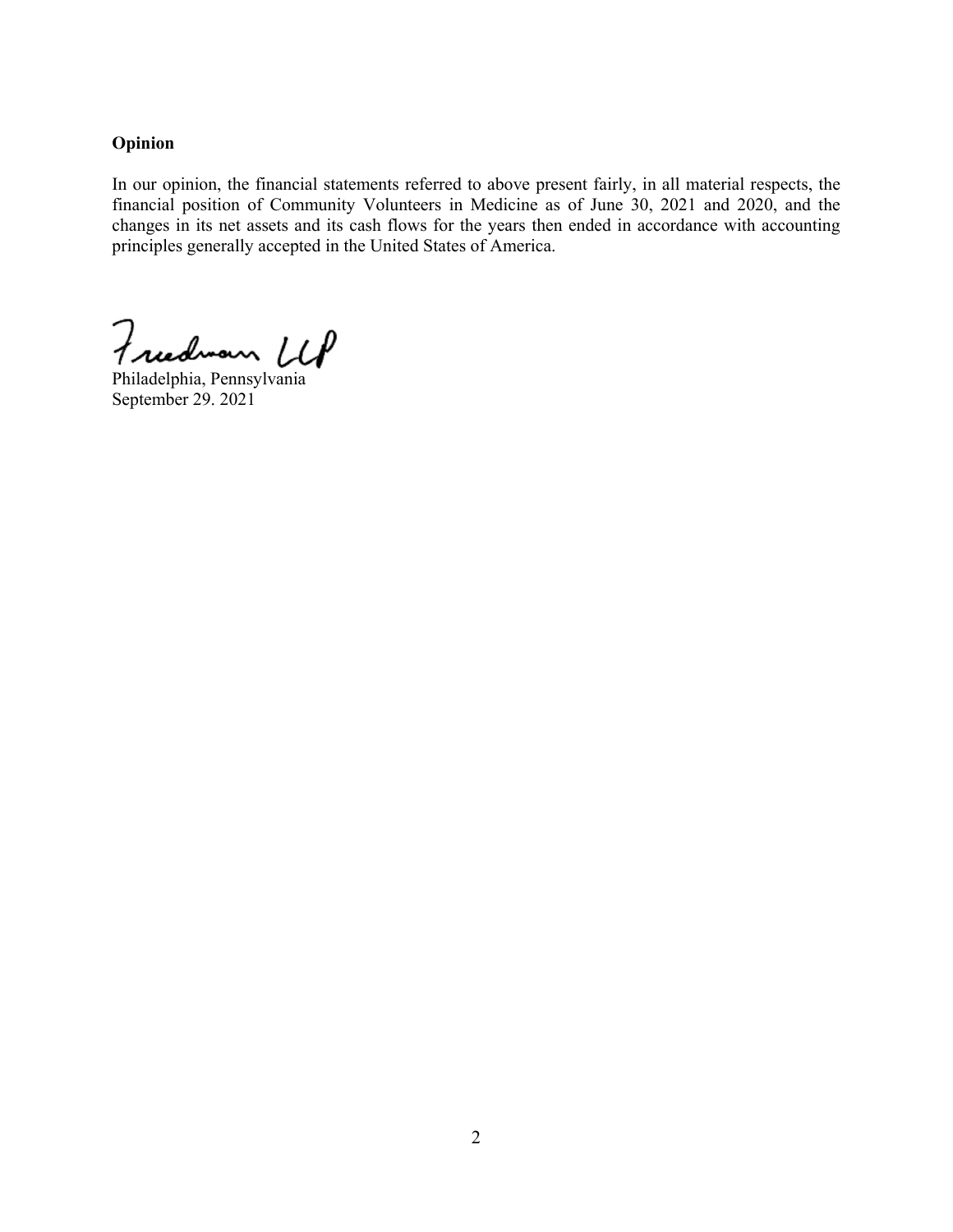### Opinion

In our opinion, the financial statements referred to above present fairly, in all material respects, the financial position of Community Volunteers in Medicine as of June 30, 2021 and 2020, and the changes in its net assets and its cash flows for the years then ended in accordance with accounting principles generally accepted in the United States of America.

Friedman LLP

Philadelphia, Pennsylvania
September 29. 2021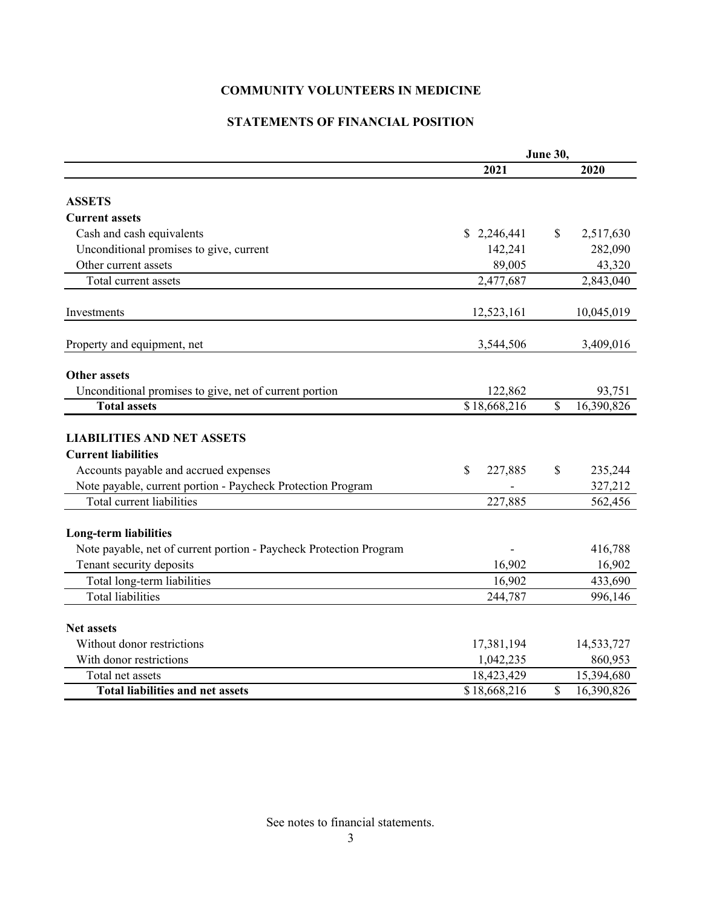# COMMUNITY VOLUNTEERS IN MEDICINE

## STATEMENTS OF FINANCIAL POSITION

| | June 30, | |
|---|---|---|
| | 2021 | 2020 |
| **ASSETS** | | |
| **Current assets** | | |
| Cash and cash equivalents | $ 2,246,441 | $ 2,517,630 |
| Unconditional promises to give, current | 142,241 | 282,090 |
| Other current assets | 89,005 | 43,320 |
| Total current assets | 2,477,687 | 2,843,040 |
| Investments | 12,523,161 | 10,045,019 |
| Property and equipment, net | 3,544,506 | 3,409,016 |
| **Other assets** | | |
| Unconditional promises to give, net of current portion | 122,862 | 93,751 |
| **Total assets** | $ 18,668,216 | $ 16,390,826 |
| **LIABILITIES AND NET ASSETS** | | |
| **Current liabilities** | | |
| Accounts payable and accrued expenses | $ 227,885 | $ 235,244 |
| Note payable, current portion - Paycheck Protection Program | - | 327,212 |
| Total current liabilities | 227,885 | 562,456 |
| **Long-term liabilities** | | |
| Note payable, net of current portion - Paycheck Protection Program | - | 416,788 |
| Tenant security deposits | 16,902 | 16,902 |
| Total long-term liabilities | 16,902 | 433,690 |
| Total liabilities | 244,787 | 996,146 |
| **Net assets** | | |
| Without donor restrictions | 17,381,194 | 14,533,727 |
| With donor restrictions | 1,042,235 | 860,953 |
| Total net assets | 18,423,429 | 15,394,680 |
| **Total liabilities and net assets** | $ 18,668,216 | $ 16,390,826 |

See notes to financial statements.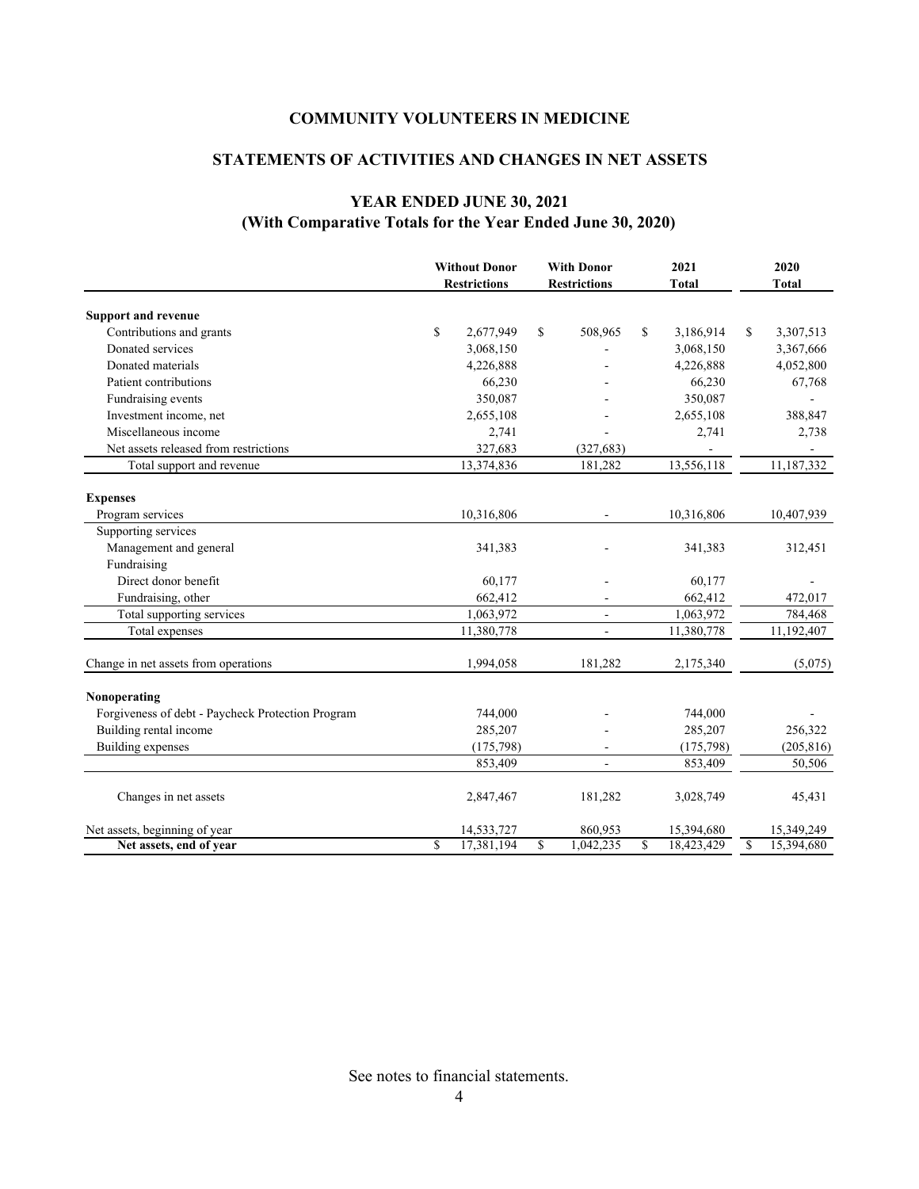# COMMUNITY VOLUNTEERS IN MEDICINE

## STATEMENTS OF ACTIVITIES AND CHANGES IN NET ASSETS

### YEAR ENDED JUNE 30, 2021
### (With Comparative Totals for the Year Ended June 30, 2020)

| | Without Donor Restrictions | With Donor Restrictions | 2021 Total | 2020 Total |
|---|---|---|---|---|
| **Support and revenue** | | | | |
| Contributions and grants | $ 2,677,949 | $ 508,965 | $ 3,186,914 | $ 3,307,513 |
| Donated services | 3,068,150 | - | 3,068,150 | 3,367,666 |
| Donated materials | 4,226,888 | - | 4,226,888 | 4,052,800 |
| Patient contributions | 66,230 | - | 66,230 | 67,768 |
| Fundraising events | 350,087 | - | 350,087 | - |
| Investment income, net | 2,655,108 | - | 2,655,108 | 388,847 |
| Miscellaneous income | 2,741 | - | 2,741 | 2,738 |
| Net assets released from restrictions | 327,683 | (327,683) | - | - |
| Total support and revenue | 13,374,836 | 181,282 | 13,556,118 | 11,187,332 |
| **Expenses** | | | | |
| Program services | 10,316,806 | - | 10,316,806 | 10,407,939 |
| Supporting services | | | | |
| Management and general | 341,383 | - | 341,383 | 312,451 |
| Fundraising | | | | |
| Direct donor benefit | 60,177 | - | 60,177 | - |
| Fundraising, other | 662,412 | - | 662,412 | 472,017 |
| Total supporting services | 1,063,972 | - | 1,063,972 | 784,468 |
| Total expenses | 11,380,778 | - | 11,380,778 | 11,192,407 |
| Change in net assets from operations | 1,994,058 | 181,282 | 2,175,340 | (5,075) |
| **Nonoperating** | | | | |
| Forgiveness of debt - Paycheck Protection Program | 744,000 | - | 744,000 | - |
| Building rental income | 285,207 | - | 285,207 | 256,322 |
| Building expenses | (175,798) | - | (175,798) | (205,816) |
| | 853,409 | - | 853,409 | 50,506 |
| Changes in net assets | 2,847,467 | 181,282 | 3,028,749 | 45,431 |
| Net assets, beginning of year | 14,533,727 | 860,953 | 15,394,680 | 15,349,249 |
| **Net assets, end of year** | $ 17,381,194 | $ 1,042,235 | $ 18,423,429 | $ 15,394,680 |

See notes to financial statements.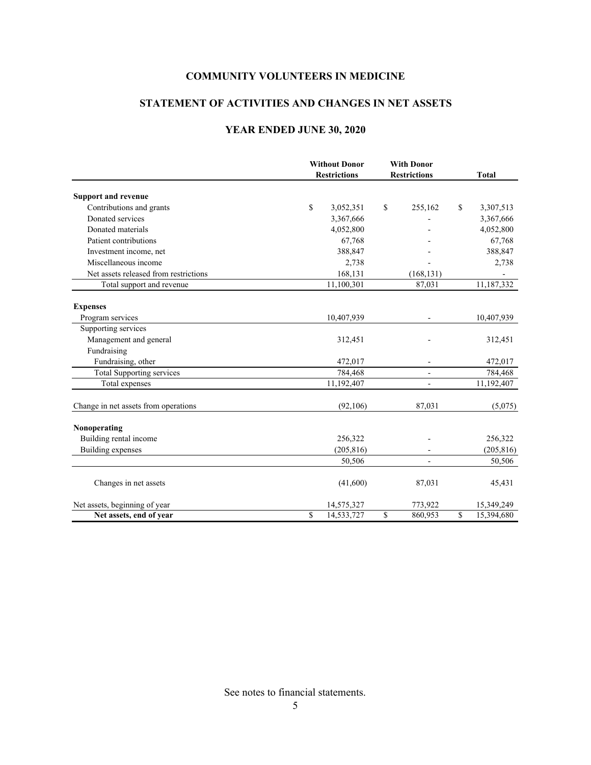# COMMUNITY VOLUNTEERS IN MEDICINE

## STATEMENT OF ACTIVITIES AND CHANGES IN NET ASSETS

## YEAR ENDED JUNE 30, 2020

| | Without Donor Restrictions | With Donor Restrictions | Total |
|---|---|---|---|
| **Support and revenue** | | | |
| Contributions and grants | $ 3,052,351 | $ 255,162 | $ 3,307,513 |
| Donated services | 3,367,666 | - | 3,367,666 |
| Donated materials | 4,052,800 | - | 4,052,800 |
| Patient contributions | 67,768 | - | 67,768 |
| Investment income, net | 388,847 | - | 388,847 |
| Miscellaneous income | 2,738 | - | 2,738 |
| Net assets released from restrictions | 168,131 | (168,131) | - |
| Total support and revenue | 11,100,301 | 87,031 | 11,187,332 |
| **Expenses** | | | |
| Program services | 10,407,939 | - | 10,407,939 |
| Supporting services | | | |
| Management and general | 312,451 | - | 312,451 |
| Fundraising | | | |
| Fundraising, other | 472,017 | - | 472,017 |
| Total Supporting services | 784,468 | - | 784,468 |
| Total expenses | 11,192,407 | - | 11,192,407 |
| Change in net assets from operations | (92,106) | 87,031 | (5,075) |
| **Nonoperating** | | | |
| Building rental income | 256,322 | - | 256,322 |
| Building expenses | (205,816) | - | (205,816) |
| | 50,506 | - | 50,506 |
| Changes in net assets | (41,600) | 87,031 | 45,431 |
| Net assets, beginning of year | 14,575,327 | 773,922 | 15,349,249 |
| **Net assets, end of year** | $ 14,533,727 | $ 860,953 | $ 15,394,680 |

See notes to financial statements.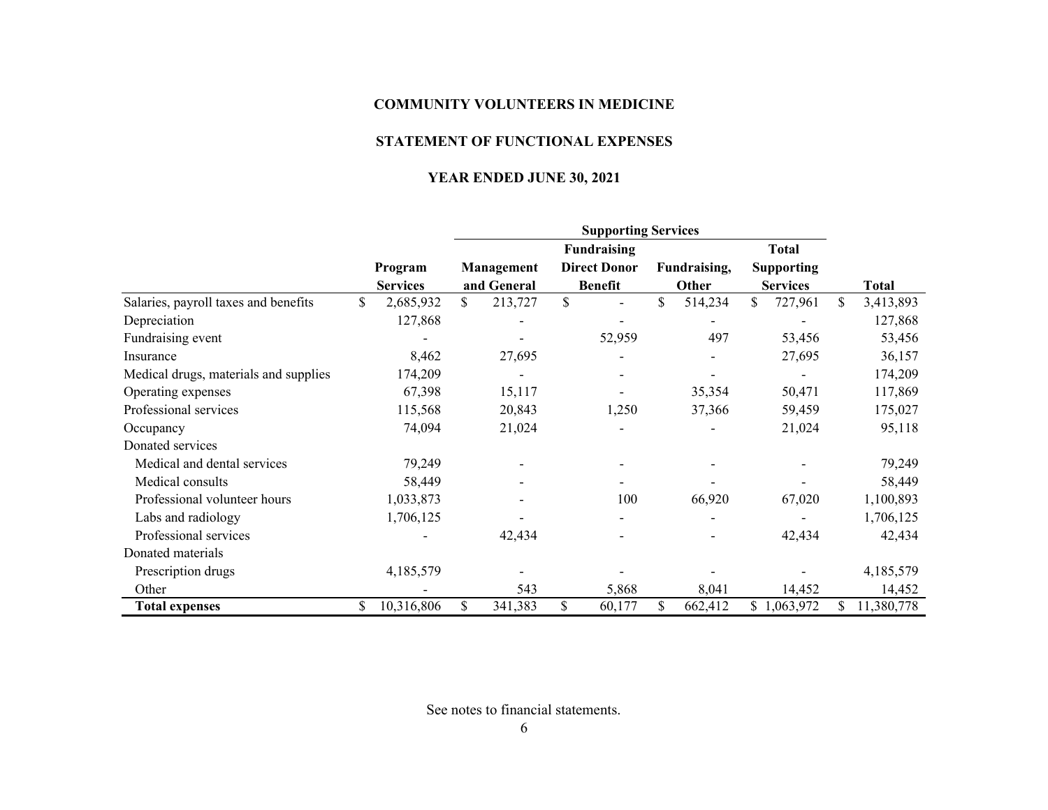**COMMUNITY VOLUNTEERS IN MEDICINE**

**STATEMENT OF FUNCTIONAL EXPENSES**

**YEAR ENDED JUNE 30, 2021**

| | Program Services | Supporting Services | | | | Total |
|---|---|---|---|---|---|---|
| | | Management and General | Fundraising Direct Donor Benefit | Fundraising, Other | Total Supporting Services | |
| Salaries, payroll taxes and benefits | $ 2,685,932 | $ 213,727 | $ - | $ 514,234 | $ 727,961 | $ 3,413,893 |
| Depreciation | 127,868 | - | - | - | - | 127,868 |
| Fundraising event | - | - | 52,959 | 497 | 53,456 | 53,456 |
| Insurance | 8,462 | 27,695 | - | - | 27,695 | 36,157 |
| Medical drugs, materials and supplies | 174,209 | - | - | - | - | 174,209 |
| Operating expenses | 67,398 | 15,117 | - | 35,354 | 50,471 | 117,869 |
| Professional services | 115,568 | 20,843 | 1,250 | 37,366 | 59,459 | 175,027 |
| Occupancy | 74,094 | 21,024 | - | - | 21,024 | 95,118 |
| Donated services | | | | | | |
| Medical and dental services | 79,249 | - | - | - | - | 79,249 |
| Medical consults | 58,449 | - | - | - | - | 58,449 |
| Professional volunteer hours | 1,033,873 | - | 100 | 66,920 | 67,020 | 1,100,893 |
| Labs and radiology | 1,706,125 | - | - | - | - | 1,706,125 |
| Professional services | - | 42,434 | - | - | 42,434 | 42,434 |
| Donated materials | | | | | | |
| Prescription drugs | 4,185,579 | - | - | - | - | 4,185,579 |
| Other | - | 543 | 5,868 | 8,041 | 14,452 | 14,452 |
| **Total expenses** | $ 10,316,806 | $ 341,383 | $ 60,177 | $ 662,412 | $ 1,063,972 | $ 11,380,778 |

See notes to financial statements.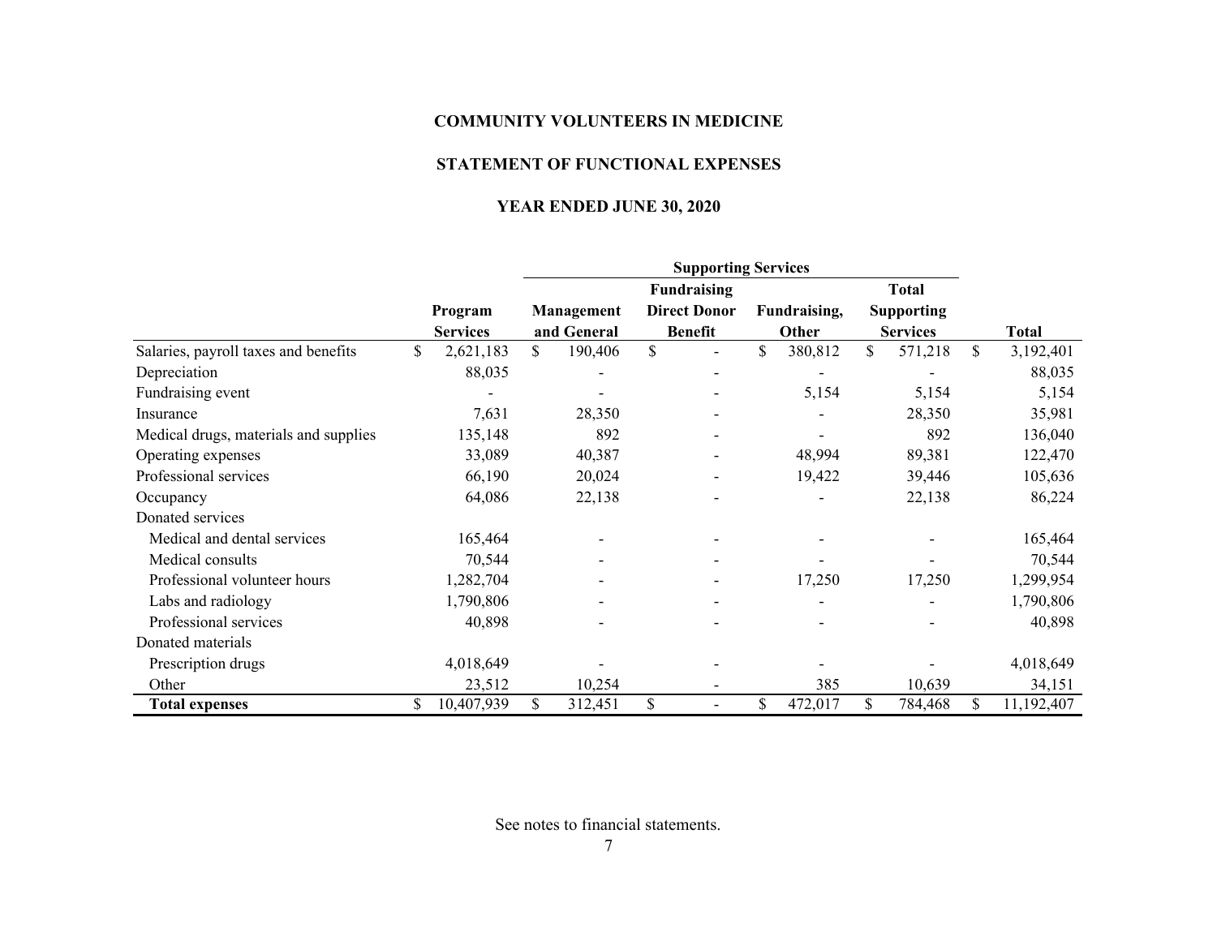**COMMUNITY VOLUNTEERS IN MEDICINE**

**STATEMENT OF FUNCTIONAL EXPENSES**

**YEAR ENDED JUNE 30, 2020**

| | | Supporting Services | | | | |
|---|---|---|---|---|---|---|
| | Program Services | Management and General | Fundraising Direct Donor Benefit | Fundraising, Other | Total Supporting Services | Total |
| Salaries, payroll taxes and benefits | $ 2,621,183 | $ 190,406 | $ - | $ 380,812 | $ 571,218 | $ 3,192,401 |
| Depreciation | 88,035 | - | - | - | - | 88,035 |
| Fundraising event | - | - | - | 5,154 | 5,154 | 5,154 |
| Insurance | 7,631 | 28,350 | - | - | 28,350 | 35,981 |
| Medical drugs, materials and supplies | 135,148 | 892 | - | - | 892 | 136,040 |
| Operating expenses | 33,089 | 40,387 | - | 48,994 | 89,381 | 122,470 |
| Professional services | 66,190 | 20,024 | - | 19,422 | 39,446 | 105,636 |
| Occupancy | 64,086 | 22,138 | - | - | 22,138 | 86,224 |
| Donated services | | | | | | |
| Medical and dental services | 165,464 | - | - | - | - | 165,464 |
| Medical consults | 70,544 | - | - | - | - | 70,544 |
| Professional volunteer hours | 1,282,704 | - | - | 17,250 | 17,250 | 1,299,954 |
| Labs and radiology | 1,790,806 | - | - | - | - | 1,790,806 |
| Professional services | 40,898 | - | - | - | - | 40,898 |
| Donated materials | | | | | | |
| Prescription drugs | 4,018,649 | - | - | - | - | 4,018,649 |
| Other | 23,512 | 10,254 | - | 385 | 10,639 | 34,151 |
| **Total expenses** | $ 10,407,939 | $ 312,451 | $ - | $ 472,017 | $ 784,468 | $ 11,192,407 |

See notes to financial statements.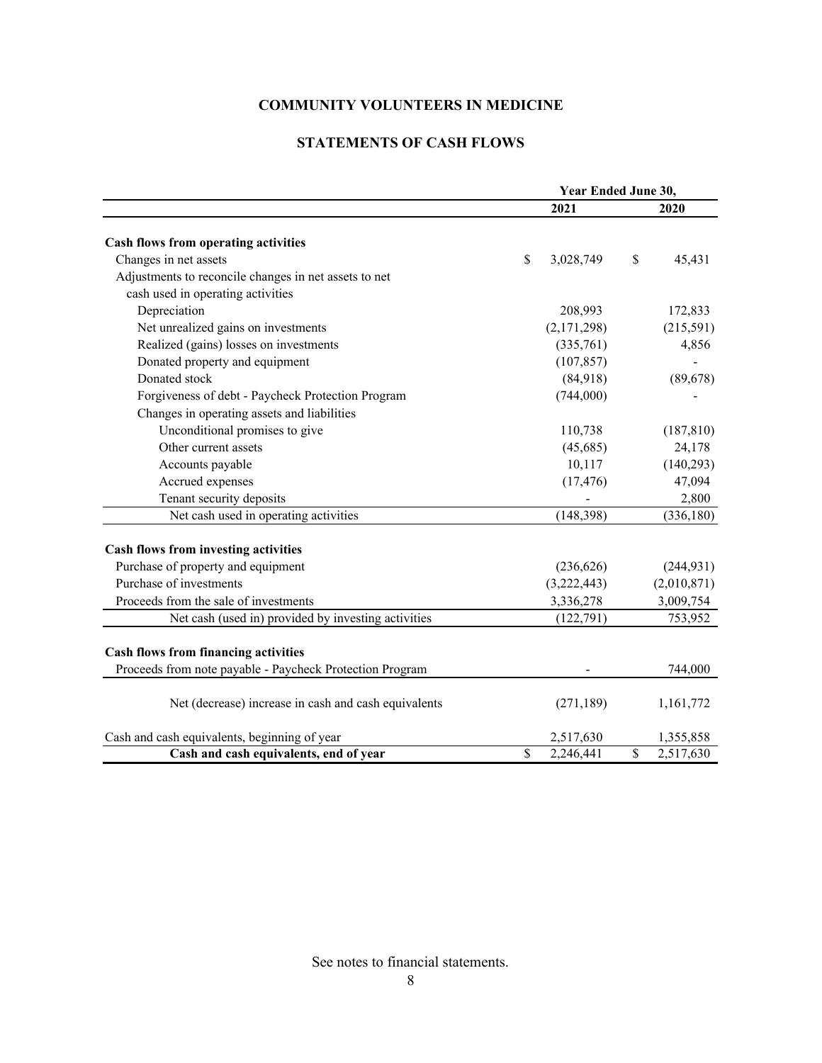# COMMUNITY VOLUNTEERS IN MEDICINE

## STATEMENTS OF CASH FLOWS

| | Year Ended June 30, | |
|---|---|---|
| | 2021 | 2020 |
| **Cash flows from operating activities** | | |
| Changes in net assets | $ 3,028,749 | $ 45,431 |
| Adjustments to reconcile changes in net assets to net cash used in operating activities | | |
| Depreciation | 208,993 | 172,833 |
| Net unrealized gains on investments | (2,171,298) | (215,591) |
| Realized (gains) losses on investments | (335,761) | 4,856 |
| Donated property and equipment | (107,857) | - |
| Donated stock | (84,918) | (89,678) |
| Forgiveness of debt - Paycheck Protection Program | (744,000) | - |
| Changes in operating assets and liabilities | | |
| Unconditional promises to give | 110,738 | (187,810) |
| Other current assets | (45,685) | 24,178 |
| Accounts payable | 10,117 | (140,293) |
| Accrued expenses | (17,476) | 47,094 |
| Tenant security deposits | - | 2,800 |
| Net cash used in operating activities | (148,398) | (336,180) |
| **Cash flows from investing activities** | | |
| Purchase of property and equipment | (236,626) | (244,931) |
| Purchase of investments | (3,222,443) | (2,010,871) |
| Proceeds from the sale of investments | 3,336,278 | 3,009,754 |
| Net cash (used in) provided by investing activities | (122,791) | 753,952 |
| **Cash flows from financing activities** | | |
| Proceeds from note payable - Paycheck Protection Program | - | 744,000 |
| Net (decrease) increase in cash and cash equivalents | (271,189) | 1,161,772 |
| Cash and cash equivalents, beginning of year | 2,517,630 | 1,355,858 |
| **Cash and cash equivalents, end of year** | $ 2,246,441 | $ 2,517,630 |

See notes to financial statements.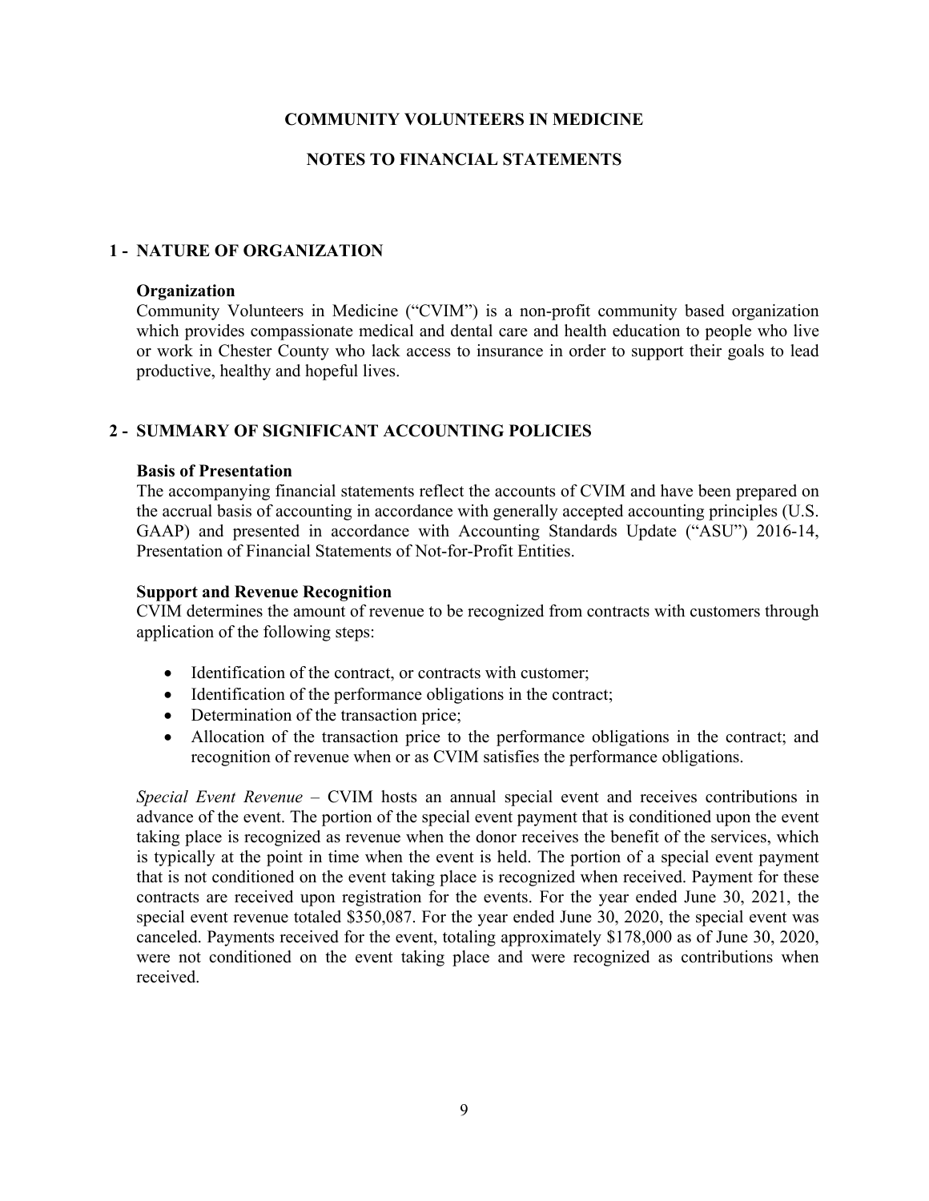**COMMUNITY VOLUNTEERS IN MEDICINE**

**NOTES TO FINANCIAL STATEMENTS**

## 1 - NATURE OF ORGANIZATION

**Organization**
Community Volunteers in Medicine ("CVIM") is a non-profit community based organization which provides compassionate medical and dental care and health education to people who live or work in Chester County who lack access to insurance in order to support their goals to lead productive, healthy and hopeful lives.

## 2 - SUMMARY OF SIGNIFICANT ACCOUNTING POLICIES

**Basis of Presentation**
The accompanying financial statements reflect the accounts of CVIM and have been prepared on the accrual basis of accounting in accordance with generally accepted accounting principles (U.S. GAAP) and presented in accordance with Accounting Standards Update ("ASU") 2016-14, Presentation of Financial Statements of Not-for-Profit Entities.

**Support and Revenue Recognition**
CVIM determines the amount of revenue to be recognized from contracts with customers through application of the following steps:

- Identification of the contract, or contracts with customer;
- Identification of the performance obligations in the contract;
- Determination of the transaction price;
- Allocation of the transaction price to the performance obligations in the contract; and recognition of revenue when or as CVIM satisfies the performance obligations.

*Special Event Revenue* – CVIM hosts an annual special event and receives contributions in advance of the event. The portion of the special event payment that is conditioned upon the event taking place is recognized as revenue when the donor receives the benefit of the services, which is typically at the point in time when the event is held. The portion of a special event payment that is not conditioned on the event taking place is recognized when received. Payment for these contracts are received upon registration for the events. For the year ended June 30, 2021, the special event revenue totaled $350,087. For the year ended June 30, 2020, the special event was canceled. Payments received for the event, totaling approximately $178,000 as of June 30, 2020, were not conditioned on the event taking place and were recognized as contributions when received.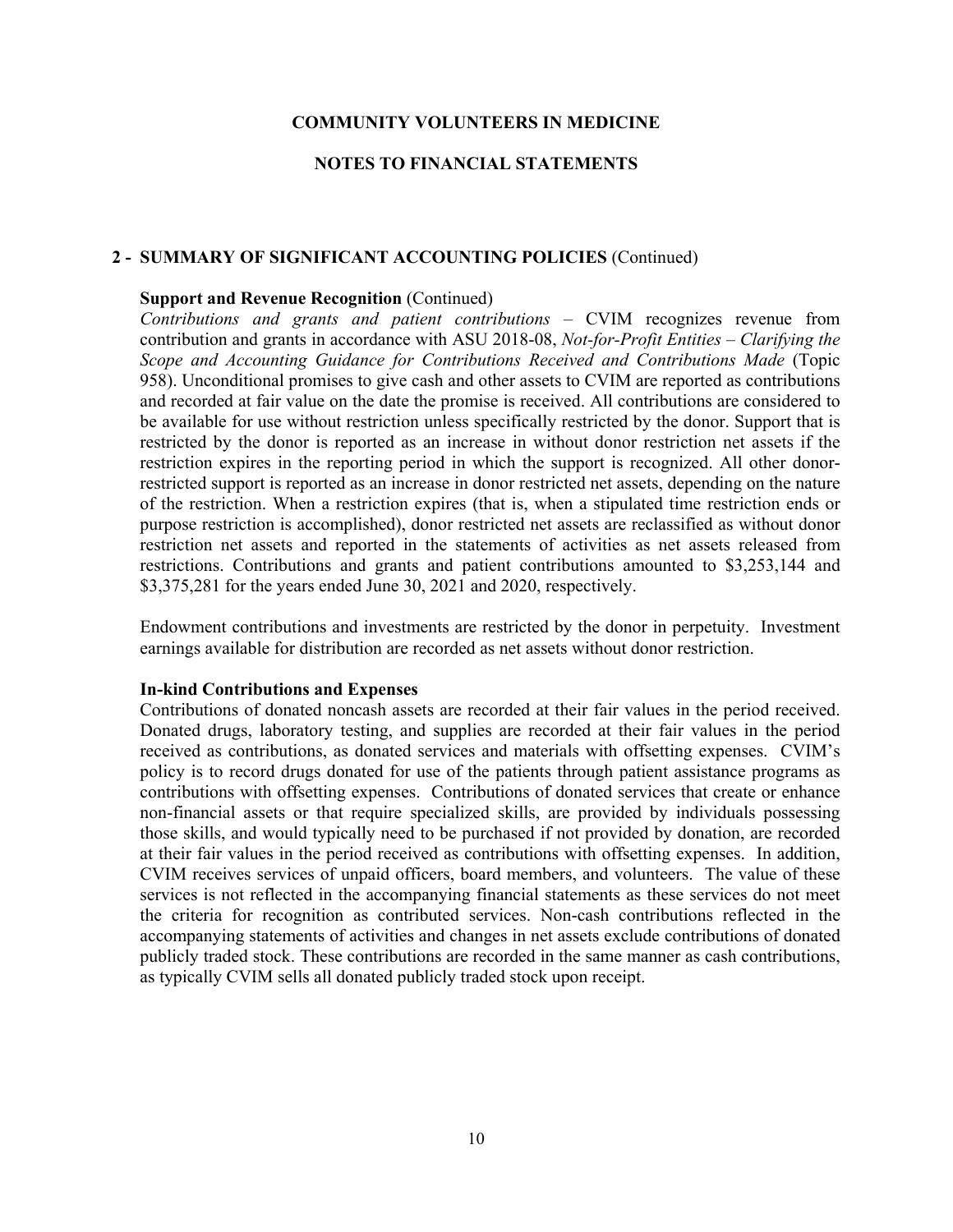# COMMUNITY VOLUNTEERS IN MEDICINE

## NOTES TO FINANCIAL STATEMENTS

### 2 - SUMMARY OF SIGNIFICANT ACCOUNTING POLICIES (Continued)

**Support and Revenue Recognition** (Continued)

*Contributions and grants and patient contributions* – CVIM recognizes revenue from contribution and grants in accordance with ASU 2018-08, *Not-for-Profit Entities – Clarifying the Scope and Accounting Guidance for Contributions Received and Contributions Made* (Topic 958). Unconditional promises to give cash and other assets to CVIM are reported as contributions and recorded at fair value on the date the promise is received. All contributions are considered to be available for use without restriction unless specifically restricted by the donor. Support that is restricted by the donor is reported as an increase in without donor restriction net assets if the restriction expires in the reporting period in which the support is recognized. All other donor-restricted support is reported as an increase in donor restricted net assets, depending on the nature of the restriction. When a restriction expires (that is, when a stipulated time restriction ends or purpose restriction is accomplished), donor restricted net assets are reclassified as without donor restriction net assets and reported in the statements of activities as net assets released from restrictions. Contributions and grants and patient contributions amounted to $3,253,144 and $3,375,281 for the years ended June 30, 2021 and 2020, respectively.

Endowment contributions and investments are restricted by the donor in perpetuity. Investment earnings available for distribution are recorded as net assets without donor restriction.

**In-kind Contributions and Expenses**

Contributions of donated noncash assets are recorded at their fair values in the period received. Donated drugs, laboratory testing, and supplies are recorded at their fair values in the period received as contributions, as donated services and materials with offsetting expenses. CVIM's policy is to record drugs donated for use of the patients through patient assistance programs as contributions with offsetting expenses. Contributions of donated services that create or enhance non-financial assets or that require specialized skills, are provided by individuals possessing those skills, and would typically need to be purchased if not provided by donation, are recorded at their fair values in the period received as contributions with offsetting expenses. In addition, CVIM receives services of unpaid officers, board members, and volunteers. The value of these services is not reflected in the accompanying financial statements as these services do not meet the criteria for recognition as contributed services. Non-cash contributions reflected in the accompanying statements of activities and changes in net assets exclude contributions of donated publicly traded stock. These contributions are recorded in the same manner as cash contributions, as typically CVIM sells all donated publicly traded stock upon receipt.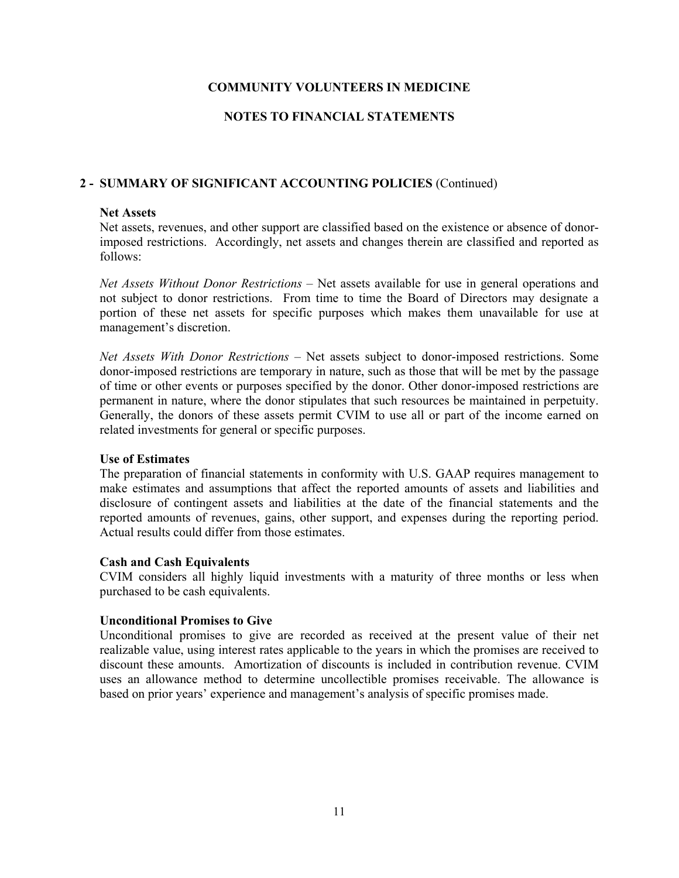# COMMUNITY VOLUNTEERS IN MEDICINE

## NOTES TO FINANCIAL STATEMENTS

### 2 - SUMMARY OF SIGNIFICANT ACCOUNTING POLICIES (Continued)

**Net Assets**
Net assets, revenues, and other support are classified based on the existence or absence of donor-imposed restrictions. Accordingly, net assets and changes therein are classified and reported as follows:

*Net Assets Without Donor Restrictions* – Net assets available for use in general operations and not subject to donor restrictions. From time to time the Board of Directors may designate a portion of these net assets for specific purposes which makes them unavailable for use at management's discretion.

*Net Assets With Donor Restrictions* – Net assets subject to donor-imposed restrictions. Some donor-imposed restrictions are temporary in nature, such as those that will be met by the passage of time or other events or purposes specified by the donor. Other donor-imposed restrictions are permanent in nature, where the donor stipulates that such resources be maintained in perpetuity. Generally, the donors of these assets permit CVIM to use all or part of the income earned on related investments for general or specific purposes.

**Use of Estimates**
The preparation of financial statements in conformity with U.S. GAAP requires management to make estimates and assumptions that affect the reported amounts of assets and liabilities and disclosure of contingent assets and liabilities at the date of the financial statements and the reported amounts of revenues, gains, other support, and expenses during the reporting period. Actual results could differ from those estimates.

**Cash and Cash Equivalents**
CVIM considers all highly liquid investments with a maturity of three months or less when purchased to be cash equivalents.

**Unconditional Promises to Give**
Unconditional promises to give are recorded as received at the present value of their net realizable value, using interest rates applicable to the years in which the promises are received to discount these amounts. Amortization of discounts is included in contribution revenue. CVIM uses an allowance method to determine uncollectible promises receivable. The allowance is based on prior years' experience and management's analysis of specific promises made.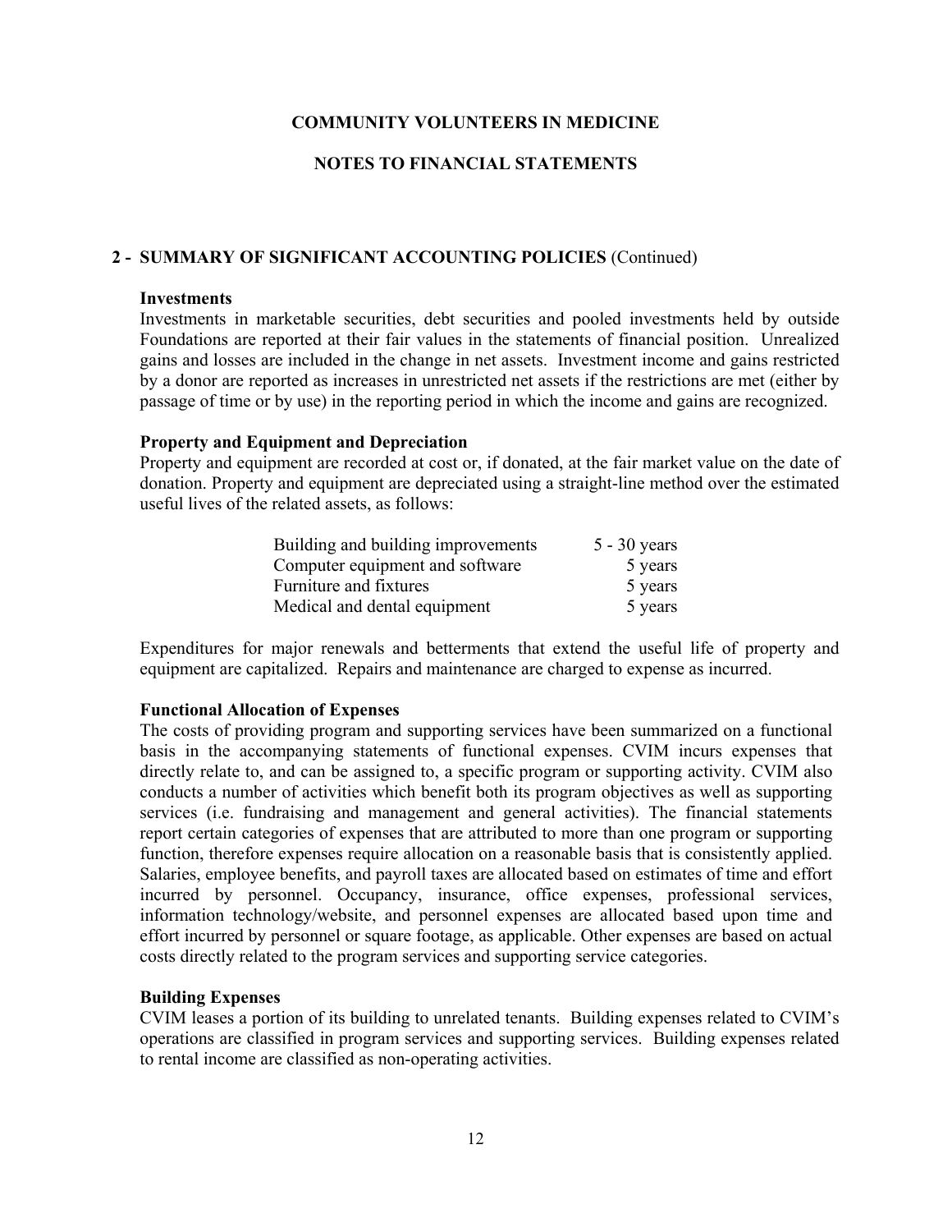# COMMUNITY VOLUNTEERS IN MEDICINE

## NOTES TO FINANCIAL STATEMENTS

### 2 - SUMMARY OF SIGNIFICANT ACCOUNTING POLICIES (Continued)

**Investments**
Investments in marketable securities, debt securities and pooled investments held by outside Foundations are reported at their fair values in the statements of financial position. Unrealized gains and losses are included in the change in net assets. Investment income and gains restricted by a donor are reported as increases in unrestricted net assets if the restrictions are met (either by passage of time or by use) in the reporting period in which the income and gains are recognized.

**Property and Equipment and Depreciation**
Property and equipment are recorded at cost or, if donated, at the fair market value on the date of donation. Property and equipment are depreciated using a straight-line method over the estimated useful lives of the related assets, as follows:

| | |
|---|---|
| Building and building improvements | 5 - 30 years |
| Computer equipment and software | 5 years |
| Furniture and fixtures | 5 years |
| Medical and dental equipment | 5 years |

Expenditures for major renewals and betterments that extend the useful life of property and equipment are capitalized. Repairs and maintenance are charged to expense as incurred.

**Functional Allocation of Expenses**
The costs of providing program and supporting services have been summarized on a functional basis in the accompanying statements of functional expenses. CVIM incurs expenses that directly relate to, and can be assigned to, a specific program or supporting activity. CVIM also conducts a number of activities which benefit both its program objectives as well as supporting services (i.e. fundraising and management and general activities). The financial statements report certain categories of expenses that are attributed to more than one program or supporting function, therefore expenses require allocation on a reasonable basis that is consistently applied. Salaries, employee benefits, and payroll taxes are allocated based on estimates of time and effort incurred by personnel. Occupancy, insurance, office expenses, professional services, information technology/website, and personnel expenses are allocated based upon time and effort incurred by personnel or square footage, as applicable. Other expenses are based on actual costs directly related to the program services and supporting service categories.

**Building Expenses**
CVIM leases a portion of its building to unrelated tenants. Building expenses related to CVIM's operations are classified in program services and supporting services. Building expenses related to rental income are classified as non-operating activities.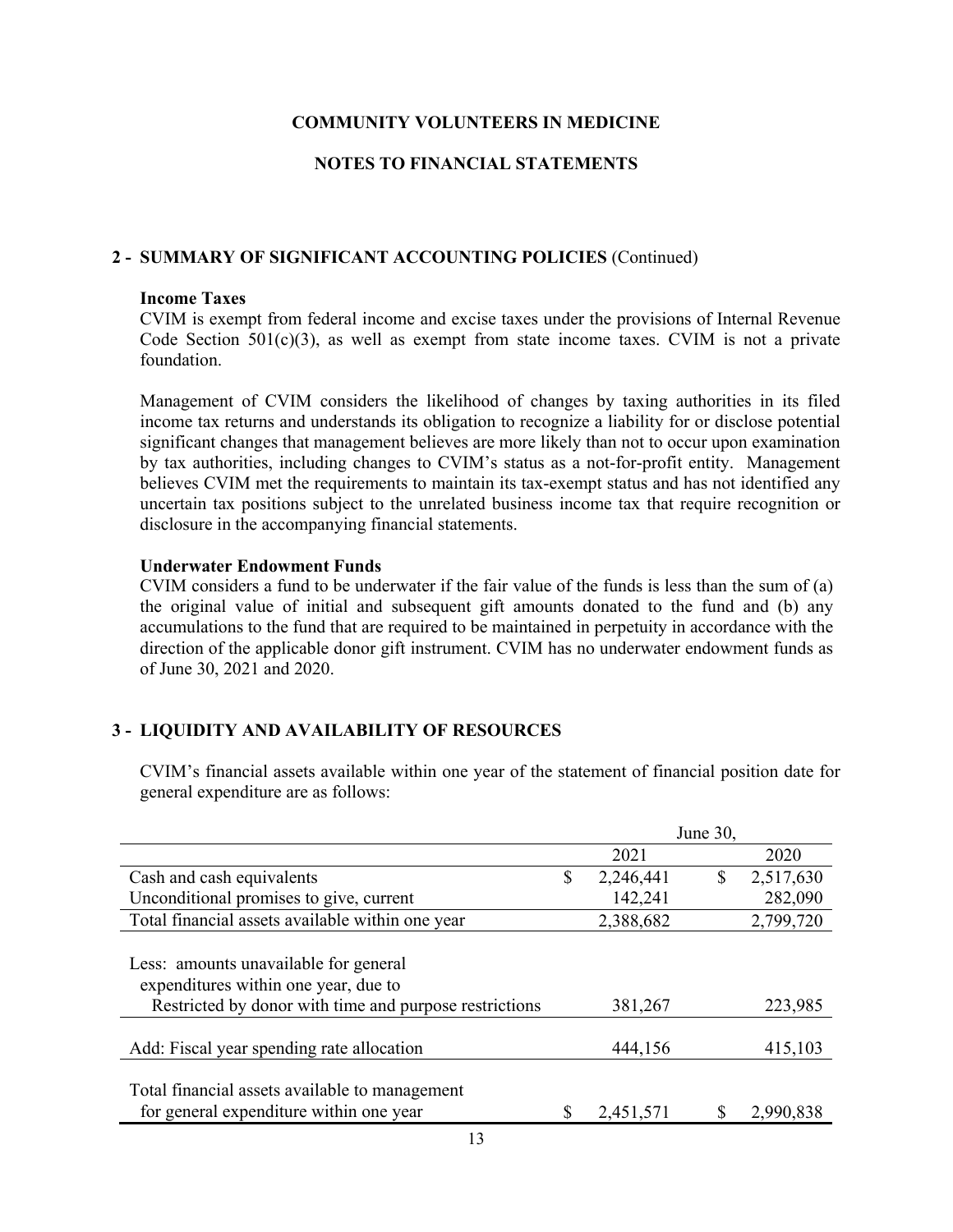**COMMUNITY VOLUNTEERS IN MEDICINE**

**NOTES TO FINANCIAL STATEMENTS**

## 2 - SUMMARY OF SIGNIFICANT ACCOUNTING POLICIES (Continued)

**Income Taxes**

CVIM is exempt from federal income and excise taxes under the provisions of Internal Revenue Code Section 501(c)(3), as well as exempt from state income taxes. CVIM is not a private foundation.

Management of CVIM considers the likelihood of changes by taxing authorities in its filed income tax returns and understands its obligation to recognize a liability for or disclose potential significant changes that management believes are more likely than not to occur upon examination by tax authorities, including changes to CVIM's status as a not-for-profit entity. Management believes CVIM met the requirements to maintain its tax-exempt status and has not identified any uncertain tax positions subject to the unrelated business income tax that require recognition or disclosure in the accompanying financial statements.

**Underwater Endowment Funds**

CVIM considers a fund to be underwater if the fair value of the funds is less than the sum of (a) the original value of initial and subsequent gift amounts donated to the fund and (b) any accumulations to the fund that are required to be maintained in perpetuity in accordance with the direction of the applicable donor gift instrument. CVIM has no underwater endowment funds as of June 30, 2021 and 2020.

## 3 - LIQUIDITY AND AVAILABILITY OF RESOURCES

CVIM's financial assets available within one year of the statement of financial position date for general expenditure are as follows:

| | June 30, 2021 | June 30, 2020 |
|---|---|---|
| Cash and cash equivalents | $ 2,246,441 | $ 2,517,630 |
| Unconditional promises to give, current | 142,241 | 282,090 |
| Total financial assets available within one year | 2,388,682 | 2,799,720 |
| Less: amounts unavailable for general expenditures within one year, due to | | |
| Restricted by donor with time and purpose restrictions | 381,267 | 223,985 |
| Add: Fiscal year spending rate allocation | 444,156 | 415,103 |
| Total financial assets available to management for general expenditure within one year | $ 2,451,571 | $ 2,990,838 |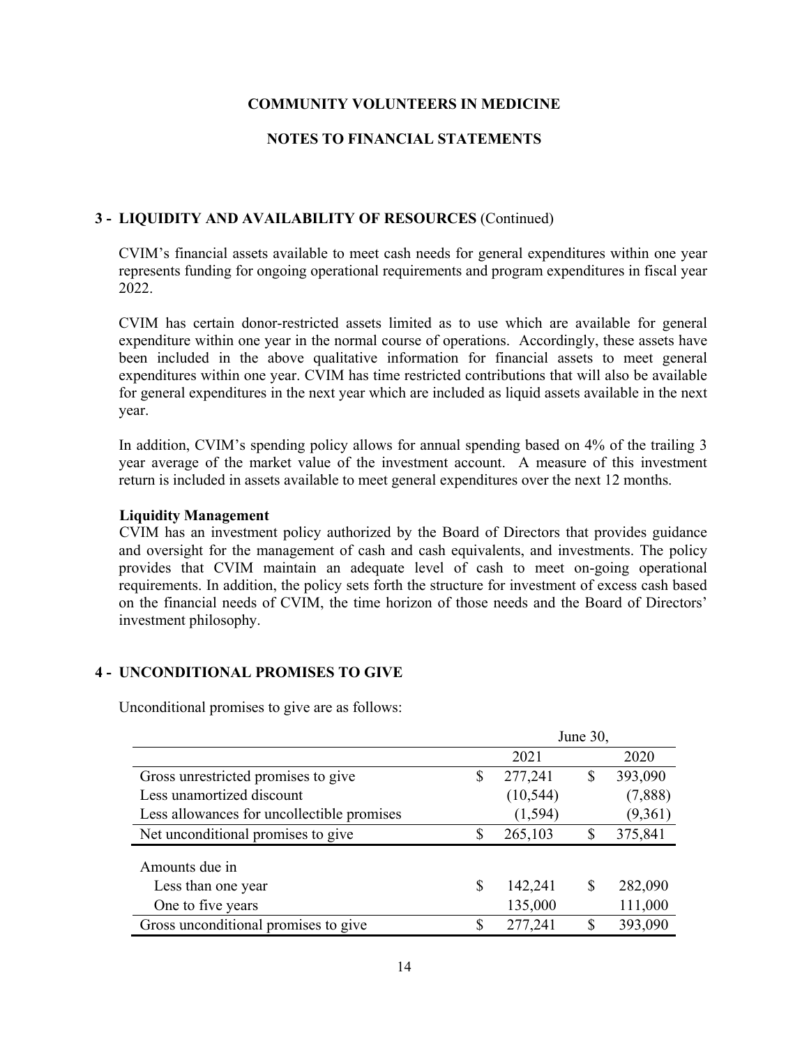**COMMUNITY VOLUNTEERS IN MEDICINE**

**NOTES TO FINANCIAL STATEMENTS**

## 3 - LIQUIDITY AND AVAILABILITY OF RESOURCES (Continued)

CVIM's financial assets available to meet cash needs for general expenditures within one year represents funding for ongoing operational requirements and program expenditures in fiscal year 2022.

CVIM has certain donor-restricted assets limited as to use which are available for general expenditure within one year in the normal course of operations. Accordingly, these assets have been included in the above qualitative information for financial assets to meet general expenditures within one year. CVIM has time restricted contributions that will also be available for general expenditures in the next year which are included as liquid assets available in the next year.

In addition, CVIM's spending policy allows for annual spending based on 4% of the trailing 3 year average of the market value of the investment account. A measure of this investment return is included in assets available to meet general expenditures over the next 12 months.

**Liquidity Management**

CVIM has an investment policy authorized by the Board of Directors that provides guidance and oversight for the management of cash and cash equivalents, and investments. The policy provides that CVIM maintain an adequate level of cash to meet on-going operational requirements. In addition, the policy sets forth the structure for investment of excess cash based on the financial needs of CVIM, the time horizon of those needs and the Board of Directors' investment philosophy.

## 4 - UNCONDITIONAL PROMISES TO GIVE

Unconditional promises to give are as follows:

| | June 30, | |
|---|---|---|
| | 2021 | 2020 |
| Gross unrestricted promises to give | $ 277,241 | $ 393,090 |
| Less unamortized discount | (10,544) | (7,888) |
| Less allowances for uncollectible promises | (1,594) | (9,361) |
| Net unconditional promises to give | $ 265,103 | $ 375,841 |
| Amounts due in | | |
| Less than one year | $ 142,241 | $ 282,090 |
| One to five years | 135,000 | 111,000 |
| Gross unconditional promises to give | $ 277,241 | $ 393,090 |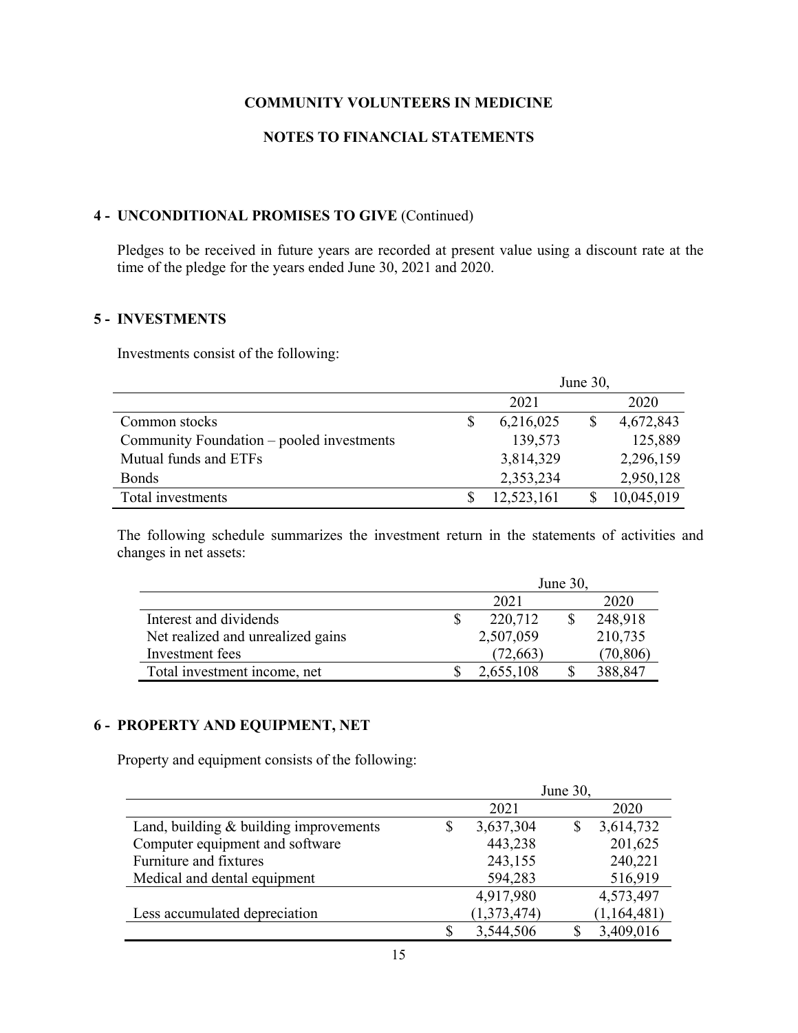**COMMUNITY VOLUNTEERS IN MEDICINE**

**NOTES TO FINANCIAL STATEMENTS**

## 4 - UNCONDITIONAL PROMISES TO GIVE (Continued)

Pledges to be received in future years are recorded at present value using a discount rate at the time of the pledge for the years ended June 30, 2021 and 2020.

## 5 - INVESTMENTS

Investments consist of the following:

| | June 30, | |
|---|---|---|
| | 2021 | 2020 |
| Common stocks | $ 6,216,025 | $ 4,672,843 |
| Community Foundation – pooled investments | 139,573 | 125,889 |
| Mutual funds and ETFs | 3,814,329 | 2,296,159 |
| Bonds | 2,353,234 | 2,950,128 |
| Total investments | $ 12,523,161 | $ 10,045,019 |

The following schedule summarizes the investment return in the statements of activities and changes in net assets:

| | June 30, | |
|---|---|---|
| | 2021 | 2020 |
| Interest and dividends | $ 220,712 | $ 248,918 |
| Net realized and unrealized gains | 2,507,059 | 210,735 |
| Investment fees | (72,663) | (70,806) |
| Total investment income, net | $ 2,655,108 | $ 388,847 |

## 6 - PROPERTY AND EQUIPMENT, NET

Property and equipment consists of the following:

| | June 30, | |
|---|---|---|
| | 2021 | 2020 |
| Land, building & building improvements | $ 3,637,304 | $ 3,614,732 |
| Computer equipment and software | 443,238 | 201,625 |
| Furniture and fixtures | 243,155 | 240,221 |
| Medical and dental equipment | 594,283 | 516,919 |
| | 4,917,980 | 4,573,497 |
| Less accumulated depreciation | (1,373,474) | (1,164,481) |
| | $ 3,544,506 | $ 3,409,016 |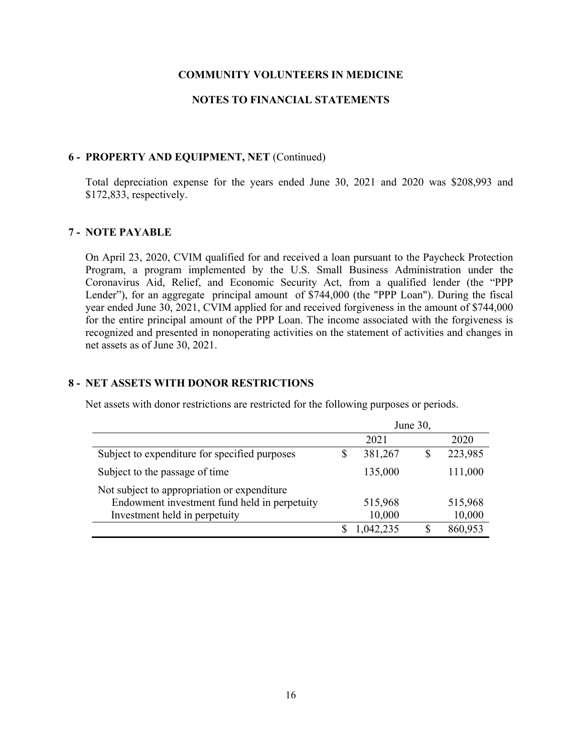**COMMUNITY VOLUNTEERS IN MEDICINE**

**NOTES TO FINANCIAL STATEMENTS**

## 6 - PROPERTY AND EQUIPMENT, NET (Continued)

Total depreciation expense for the years ended June 30, 2021 and 2020 was $208,993 and $172,833, respectively.

## 7 - NOTE PAYABLE

On April 23, 2020, CVIM qualified for and received a loan pursuant to the Paycheck Protection Program, a program implemented by the U.S. Small Business Administration under the Coronavirus Aid, Relief, and Economic Security Act, from a qualified lender (the "PPP Lender"), for an aggregate principal amount of $744,000 (the "PPP Loan"). During the fiscal year ended June 30, 2021, CVIM applied for and received forgiveness in the amount of $744,000 for the entire principal amount of the PPP Loan. The income associated with the forgiveness is recognized and presented in nonoperating activities on the statement of activities and changes in net assets as of June 30, 2021.

## 8 - NET ASSETS WITH DONOR RESTRICTIONS

Net assets with donor restrictions are restricted for the following purposes or periods.

| | June 30, | |
|---|---|---|
| | 2021 | 2020 |
| Subject to expenditure for specified purposes | $ 381,267 | $ 223,985 |
| Subject to the passage of time | 135,000 | 111,000 |
| Not subject to appropriation or expenditure | | |
| Endowment investment fund held in perpetuity | 515,968 | 515,968 |
| Investment held in perpetuity | 10,000 | 10,000 |
| | $ 1,042,235 | $ 860,953 |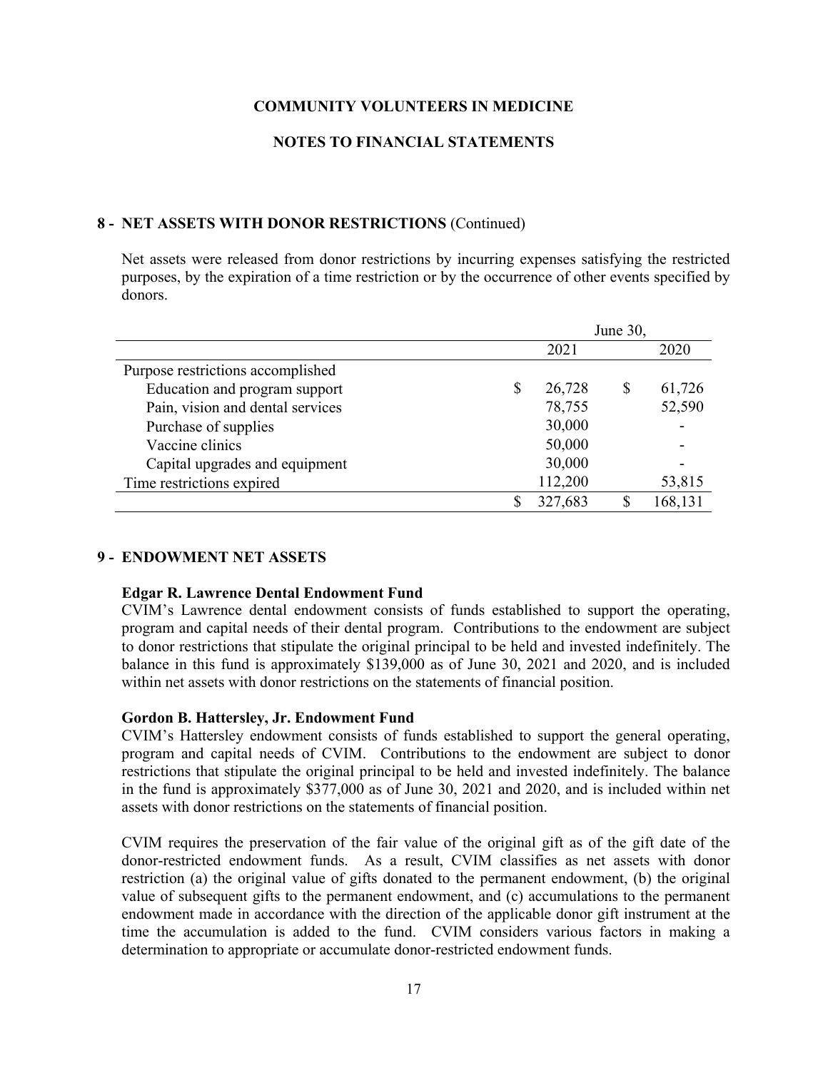# COMMUNITY VOLUNTEERS IN MEDICINE

## NOTES TO FINANCIAL STATEMENTS

### 8 - NET ASSETS WITH DONOR RESTRICTIONS (Continued)

Net assets were released from donor restrictions by incurring expenses satisfying the restricted purposes, by the expiration of a time restriction or by the occurrence of other events specified by donors.

| | June 30, | |
|---|---|---|
| | 2021 | 2020 |
| Purpose restrictions accomplished | | |
| Education and program support | $ 26,728 | $ 61,726 |
| Pain, vision and dental services | 78,755 | 52,590 |
| Purchase of supplies | 30,000 | - |
| Vaccine clinics | 50,000 | - |
| Capital upgrades and equipment | 30,000 | - |
| Time restrictions expired | 112,200 | 53,815 |
| | $ 327,683 | $ 168,131 |

### 9 - ENDOWMENT NET ASSETS

**Edgar R. Lawrence Dental Endowment Fund**
CVIM's Lawrence dental endowment consists of funds established to support the operating, program and capital needs of their dental program. Contributions to the endowment are subject to donor restrictions that stipulate the original principal to be held and invested indefinitely. The balance in this fund is approximately $139,000 as of June 30, 2021 and 2020, and is included within net assets with donor restrictions on the statements of financial position.

**Gordon B. Hattersley, Jr. Endowment Fund**
CVIM's Hattersley endowment consists of funds established to support the general operating, program and capital needs of CVIM. Contributions to the endowment are subject to donor restrictions that stipulate the original principal to be held and invested indefinitely. The balance in the fund is approximately $377,000 as of June 30, 2021 and 2020, and is included within net assets with donor restrictions on the statements of financial position.

CVIM requires the preservation of the fair value of the original gift as of the gift date of the donor-restricted endowment funds. As a result, CVIM classifies as net assets with donor restriction (a) the original value of gifts donated to the permanent endowment, (b) the original value of subsequent gifts to the permanent endowment, and (c) accumulations to the permanent endowment made in accordance with the direction of the applicable donor gift instrument at the time the accumulation is added to the fund. CVIM considers various factors in making a determination to appropriate or accumulate donor-restricted endowment funds.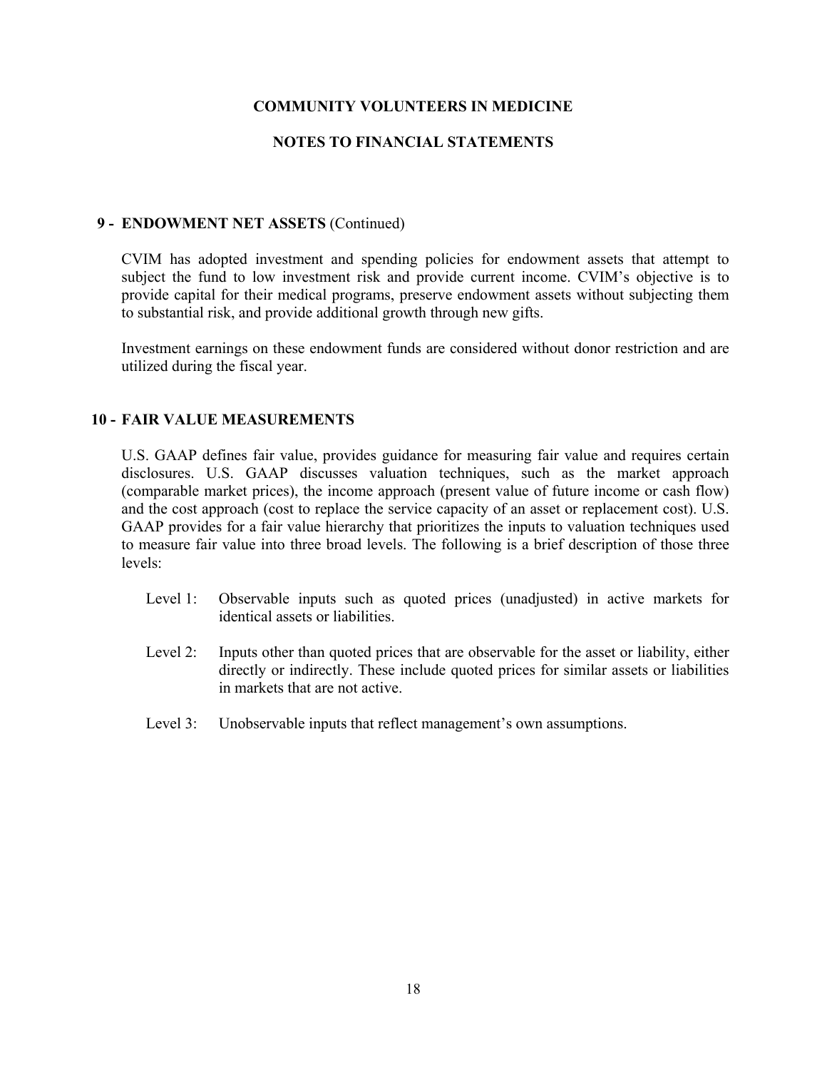## 9 - ENDOWMENT NET ASSETS (Continued)

CVIM has adopted investment and spending policies for endowment assets that attempt to subject the fund to low investment risk and provide current income. CVIM's objective is to provide capital for their medical programs, preserve endowment assets without subjecting them to substantial risk, and provide additional growth through new gifts.

Investment earnings on these endowment funds are considered without donor restriction and are utilized during the fiscal year.

## 10 - FAIR VALUE MEASUREMENTS

U.S. GAAP defines fair value, provides guidance for measuring fair value and requires certain disclosures. U.S. GAAP discusses valuation techniques, such as the market approach (comparable market prices), the income approach (present value of future income or cash flow) and the cost approach (cost to replace the service capacity of an asset or replacement cost). U.S. GAAP provides for a fair value hierarchy that prioritizes the inputs to valuation techniques used to measure fair value into three broad levels. The following is a brief description of those three levels:

- Level 1: Observable inputs such as quoted prices (unadjusted) in active markets for identical assets or liabilities.
- Level 2: Inputs other than quoted prices that are observable for the asset or liability, either directly or indirectly. These include quoted prices for similar assets or liabilities in markets that are not active.
- Level 3: Unobservable inputs that reflect management's own assumptions.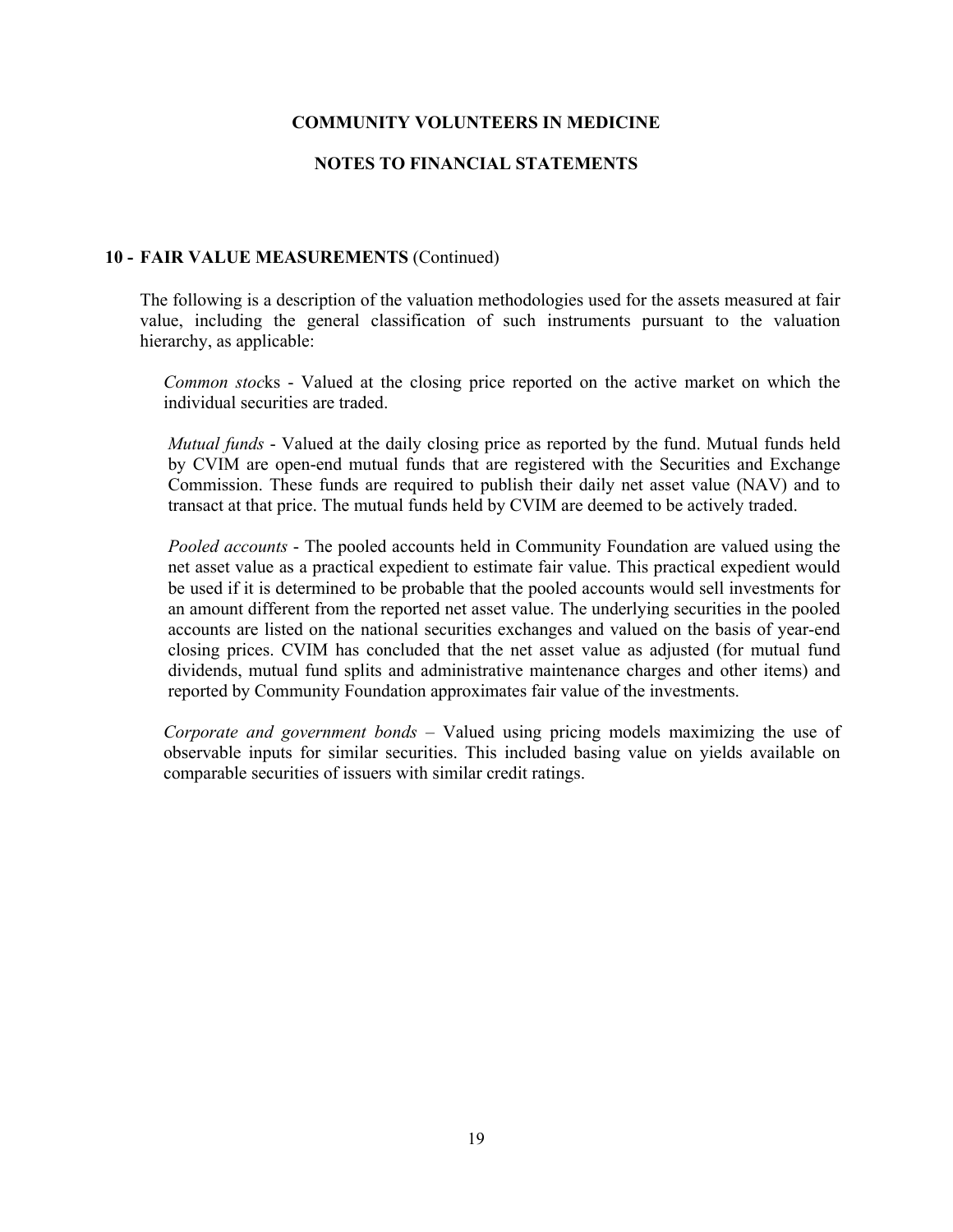**COMMUNITY VOLUNTEERS IN MEDICINE**

**NOTES TO FINANCIAL STATEMENTS**

**10 - FAIR VALUE MEASUREMENTS** (Continued)

The following is a description of the valuation methodologies used for the assets measured at fair value, including the general classification of such instruments pursuant to the valuation hierarchy, as applicable:

*Common stock*s - Valued at the closing price reported on the active market on which the individual securities are traded.

*Mutual funds* - Valued at the daily closing price as reported by the fund. Mutual funds held by CVIM are open-end mutual funds that are registered with the Securities and Exchange Commission. These funds are required to publish their daily net asset value (NAV) and to transact at that price. The mutual funds held by CVIM are deemed to be actively traded.

*Pooled accounts* - The pooled accounts held in Community Foundation are valued using the net asset value as a practical expedient to estimate fair value. This practical expedient would be used if it is determined to be probable that the pooled accounts would sell investments for an amount different from the reported net asset value. The underlying securities in the pooled accounts are listed on the national securities exchanges and valued on the basis of year-end closing prices. CVIM has concluded that the net asset value as adjusted (for mutual fund dividends, mutual fund splits and administrative maintenance charges and other items) and reported by Community Foundation approximates fair value of the investments.

*Corporate and government bonds* – Valued using pricing models maximizing the use of observable inputs for similar securities. This included basing value on yields available on comparable securities of issuers with similar credit ratings.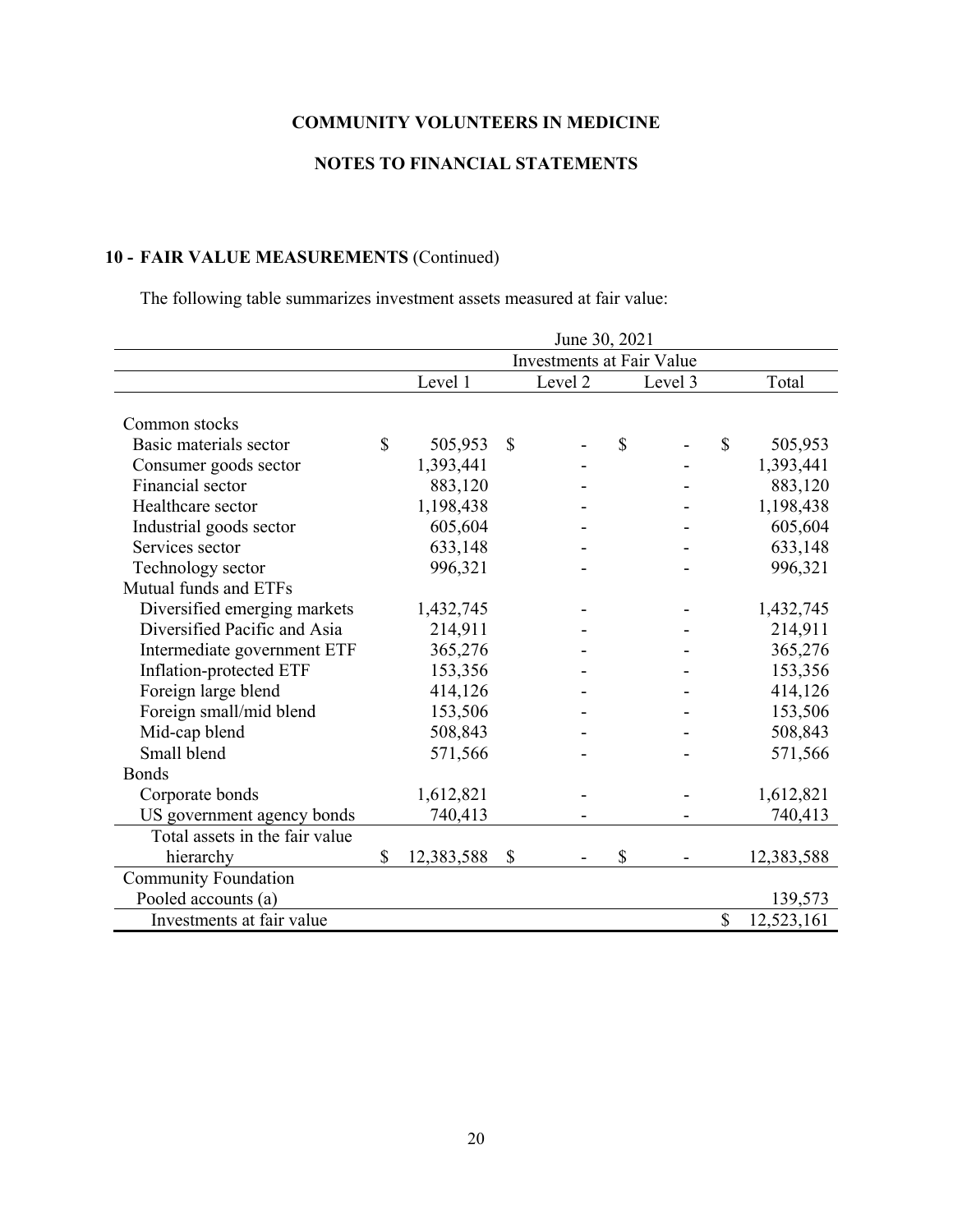**COMMUNITY VOLUNTEERS IN MEDICINE**

**NOTES TO FINANCIAL STATEMENTS**

## 10 - FAIR VALUE MEASUREMENTS (Continued)

The following table summarizes investment assets measured at fair value:

| | June 30, 2021 | | | |
|---|---|---|---|---|
| | Investments at Fair Value | | | |
| | Level 1 | Level 2 | Level 3 | Total |
| Common stocks | | | | |
| Basic materials sector | $ 505,953 | $ - | $ - | $ 505,953 |
| Consumer goods sector | 1,393,441 | - | - | 1,393,441 |
| Financial sector | 883,120 | - | - | 883,120 |
| Healthcare sector | 1,198,438 | - | - | 1,198,438 |
| Industrial goods sector | 605,604 | - | - | 605,604 |
| Services sector | 633,148 | - | - | 633,148 |
| Technology sector | 996,321 | - | - | 996,321 |
| Mutual funds and ETFs | | | | |
| Diversified emerging markets | 1,432,745 | - | - | 1,432,745 |
| Diversified Pacific and Asia | 214,911 | - | - | 214,911 |
| Intermediate government ETF | 365,276 | - | - | 365,276 |
| Inflation-protected ETF | 153,356 | - | - | 153,356 |
| Foreign large blend | 414,126 | - | - | 414,126 |
| Foreign small/mid blend | 153,506 | - | - | 153,506 |
| Mid-cap blend | 508,843 | - | - | 508,843 |
| Small blend | 571,566 | - | - | 571,566 |
| Bonds | | | | |
| Corporate bonds | 1,612,821 | - | - | 1,612,821 |
| US government agency bonds | 740,413 | - | - | 740,413 |
| Total assets in the fair value hierarchy | $ 12,383,588 | $ - | $ - | 12,383,588 |
| Community Foundation Pooled accounts (a) | | | | 139,573 |
| Investments at fair value | | | | $ 12,523,161 |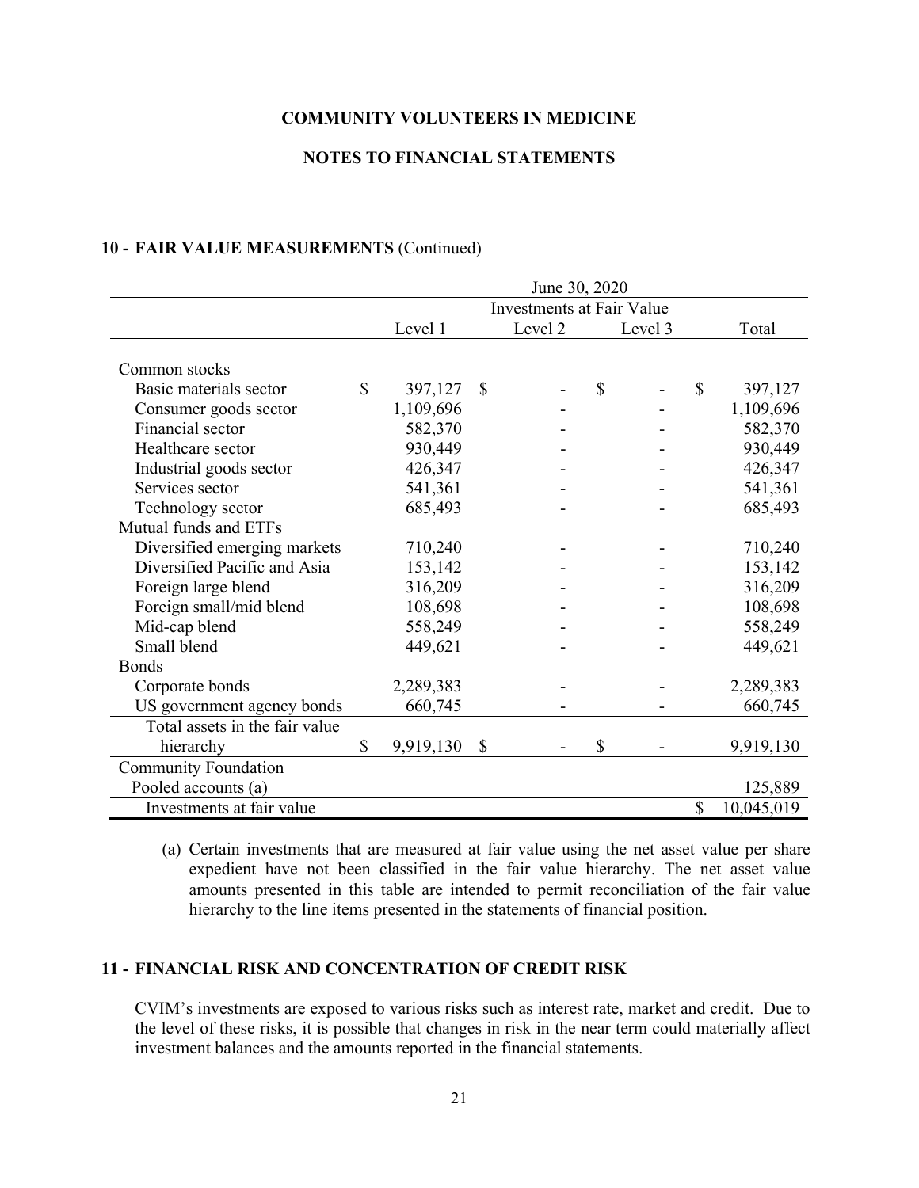**COMMUNITY VOLUNTEERS IN MEDICINE**

**NOTES TO FINANCIAL STATEMENTS**

## 10 - FAIR VALUE MEASUREMENTS (Continued)

| | June 30, 2020 | | | |
|---|---|---|---|---|
| | Investments at Fair Value | | | |
| | Level 1 | Level 2 | Level 3 | Total |
| Common stocks | | | | |
| Basic materials sector | $ 397,127 | $ - | $ - | $ 397,127 |
| Consumer goods sector | 1,109,696 | - | - | 1,109,696 |
| Financial sector | 582,370 | - | - | 582,370 |
| Healthcare sector | 930,449 | - | - | 930,449 |
| Industrial goods sector | 426,347 | - | - | 426,347 |
| Services sector | 541,361 | - | - | 541,361 |
| Technology sector | 685,493 | - | - | 685,493 |
| Mutual funds and ETFs | | | | |
| Diversified emerging markets | 710,240 | - | - | 710,240 |
| Diversified Pacific and Asia | 153,142 | - | - | 153,142 |
| Foreign large blend | 316,209 | - | - | 316,209 |
| Foreign small/mid blend | 108,698 | - | - | 108,698 |
| Mid-cap blend | 558,249 | - | - | 558,249 |
| Small blend | 449,621 | - | - | 449,621 |
| Bonds | | | | |
| Corporate bonds | 2,289,383 | - | - | 2,289,383 |
| US government agency bonds | 660,745 | - | - | 660,745 |
| Total assets in the fair value hierarchy | $ 9,919,130 | $ - | $ - | 9,919,130 |
| Community Foundation Pooled accounts (a) | | | | 125,889 |
| Investments at fair value | | | | $ 10,045,019 |

(a) Certain investments that are measured at fair value using the net asset value per share expedient have not been classified in the fair value hierarchy. The net asset value amounts presented in this table are intended to permit reconciliation of the fair value hierarchy to the line items presented in the statements of financial position.

## 11 - FINANCIAL RISK AND CONCENTRATION OF CREDIT RISK

CVIM's investments are exposed to various risks such as interest rate, market and credit. Due to the level of these risks, it is possible that changes in risk in the near term could materially affect investment balances and the amounts reported in the financial statements.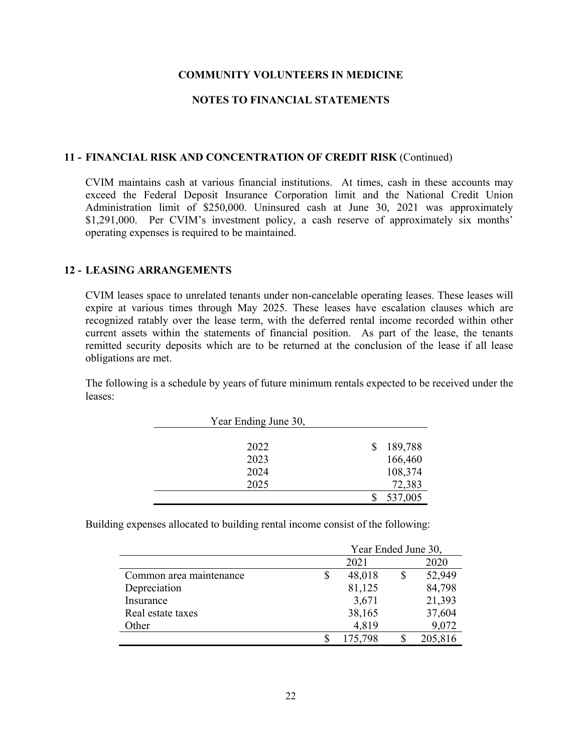## COMMUNITY VOLUNTEERS IN MEDICINE

## NOTES TO FINANCIAL STATEMENTS

### 11 - FINANCIAL RISK AND CONCENTRATION OF CREDIT RISK (Continued)

CVIM maintains cash at various financial institutions. At times, cash in these accounts may exceed the Federal Deposit Insurance Corporation limit and the National Credit Union Administration limit of $250,000. Uninsured cash at June 30, 2021 was approximately $1,291,000. Per CVIM's investment policy, a cash reserve of approximately six months' operating expenses is required to be maintained.

### 12 - LEASING ARRANGEMENTS

CVIM leases space to unrelated tenants under non-cancelable operating leases. These leases will expire at various times through May 2025. These leases have escalation clauses which are recognized ratably over the lease term, with the deferred rental income recorded within other current assets within the statements of financial position. As part of the lease, the tenants remitted security deposits which are to be returned at the conclusion of the lease if all lease obligations are met.

The following is a schedule by years of future minimum rentals expected to be received under the leases:

| Year Ending June 30, | |
|---|---|
| 2022 | $ 189,788 |
| 2023 | 166,460 |
| 2024 | 108,374 |
| 2025 | 72,383 |
| | $ 537,005 |

Building expenses allocated to building rental income consist of the following:

| | Year Ended June 30, | |
|---|---|---|
| | 2021 | 2020 |
| Common area maintenance | $ 48,018 | $ 52,949 |
| Depreciation | 81,125 | 84,798 |
| Insurance | 3,671 | 21,393 |
| Real estate taxes | 38,165 | 37,604 |
| Other | 4,819 | 9,072 |
| | $ 175,798 | $ 205,816 |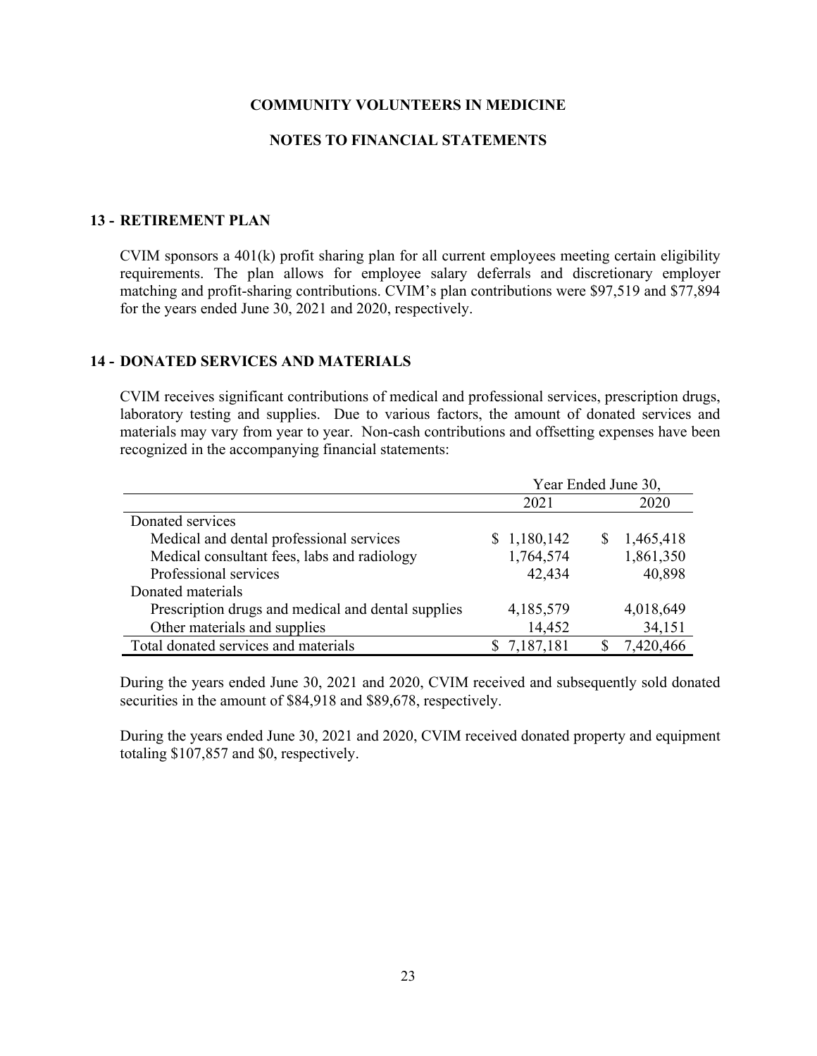## COMMUNITY VOLUNTEERS IN MEDICINE

## NOTES TO FINANCIAL STATEMENTS

### 13 - RETIREMENT PLAN

CVIM sponsors a 401(k) profit sharing plan for all current employees meeting certain eligibility requirements. The plan allows for employee salary deferrals and discretionary employer matching and profit-sharing contributions. CVIM's plan contributions were $97,519 and $77,894 for the years ended June 30, 2021 and 2020, respectively.

### 14 - DONATED SERVICES AND MATERIALS

CVIM receives significant contributions of medical and professional services, prescription drugs, laboratory testing and supplies. Due to various factors, the amount of donated services and materials may vary from year to year. Non-cash contributions and offsetting expenses have been recognized in the accompanying financial statements:

| | Year Ended June 30, | |
|---|---|---|
| | 2021 | 2020 |
| Donated services | | |
| Medical and dental professional services | $ 1,180,142 | $ 1,465,418 |
| Medical consultant fees, labs and radiology | 1,764,574 | 1,861,350 |
| Professional services | 42,434 | 40,898 |
| Donated materials | | |
| Prescription drugs and medical and dental supplies | 4,185,579 | 4,018,649 |
| Other materials and supplies | 14,452 | 34,151 |
| Total donated services and materials | $ 7,187,181 | $ 7,420,466 |

During the years ended June 30, 2021 and 2020, CVIM received and subsequently sold donated securities in the amount of $84,918 and $89,678, respectively.

During the years ended June 30, 2021 and 2020, CVIM received donated property and equipment totaling $107,857 and $0, respectively.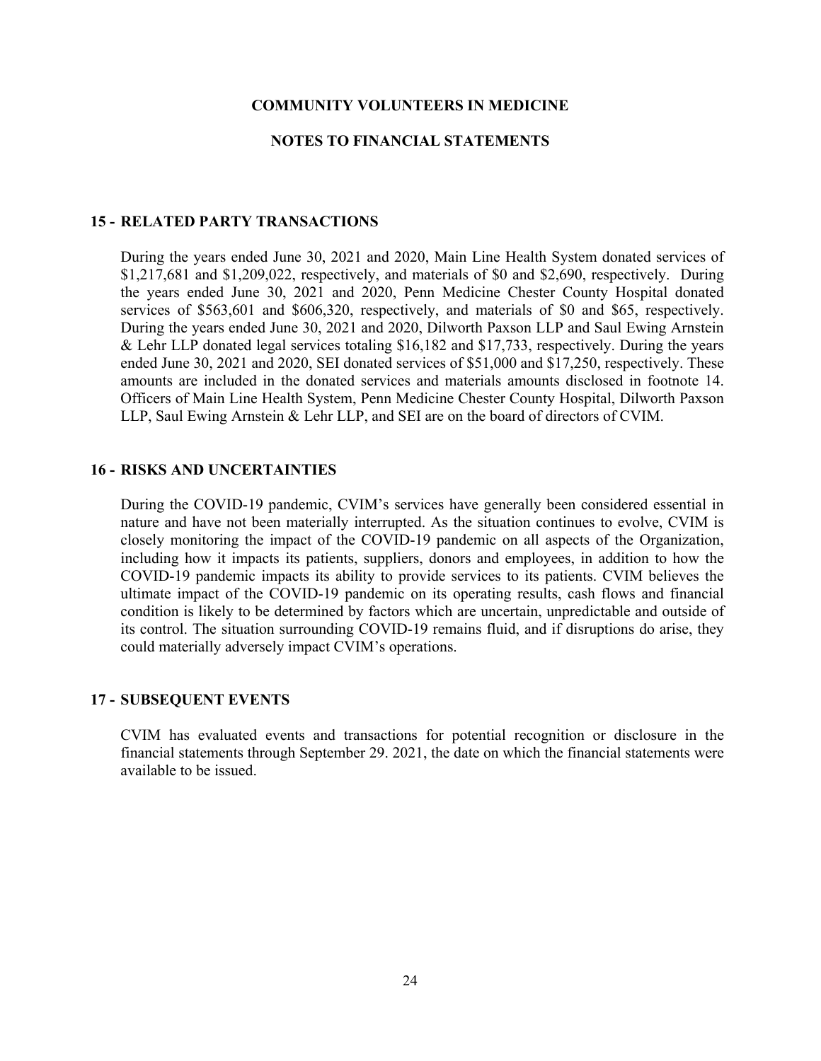**COMMUNITY VOLUNTEERS IN MEDICINE**

**NOTES TO FINANCIAL STATEMENTS**

## 15 - RELATED PARTY TRANSACTIONS

During the years ended June 30, 2021 and 2020, Main Line Health System donated services of $1,217,681 and $1,209,022, respectively, and materials of $0 and $2,690, respectively. During the years ended June 30, 2021 and 2020, Penn Medicine Chester County Hospital donated services of $563,601 and $606,320, respectively, and materials of $0 and $65, respectively. During the years ended June 30, 2021 and 2020, Dilworth Paxson LLP and Saul Ewing Arnstein & Lehr LLP donated legal services totaling $16,182 and $17,733, respectively. During the years ended June 30, 2021 and 2020, SEI donated services of $51,000 and $17,250, respectively. These amounts are included in the donated services and materials amounts disclosed in footnote 14. Officers of Main Line Health System, Penn Medicine Chester County Hospital, Dilworth Paxson LLP, Saul Ewing Arnstein & Lehr LLP, and SEI are on the board of directors of CVIM.

## 16 - RISKS AND UNCERTAINTIES

During the COVID-19 pandemic, CVIM's services have generally been considered essential in nature and have not been materially interrupted. As the situation continues to evolve, CVIM is closely monitoring the impact of the COVID-19 pandemic on all aspects of the Organization, including how it impacts its patients, suppliers, donors and employees, in addition to how the COVID-19 pandemic impacts its ability to provide services to its patients. CVIM believes the ultimate impact of the COVID-19 pandemic on its operating results, cash flows and financial condition is likely to be determined by factors which are uncertain, unpredictable and outside of its control. The situation surrounding COVID-19 remains fluid, and if disruptions do arise, they could materially adversely impact CVIM's operations.

## 17 - SUBSEQUENT EVENTS

CVIM has evaluated events and transactions for potential recognition or disclosure in the financial statements through September 29. 2021, the date on which the financial statements were available to be issued.